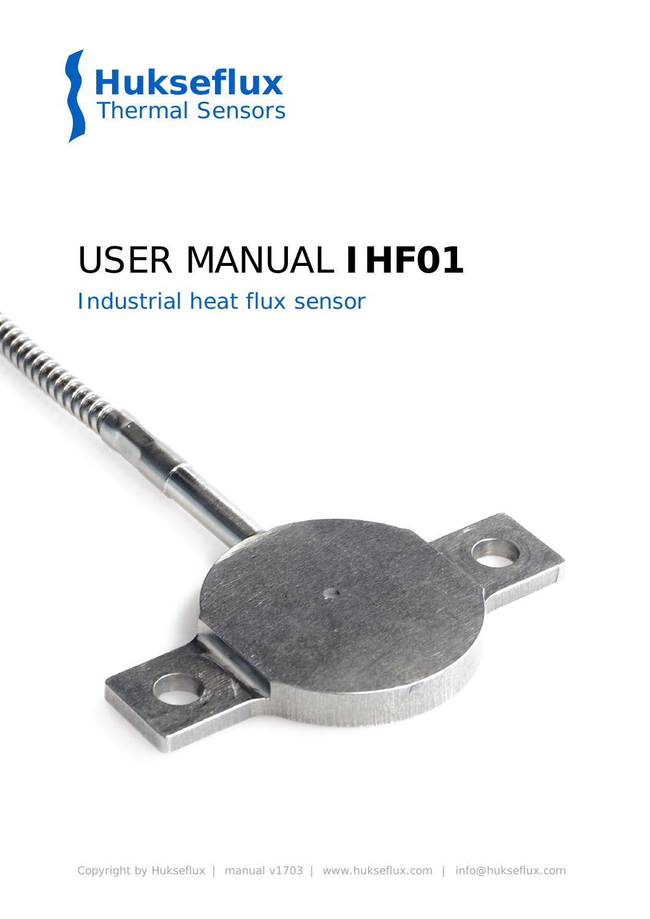Hukseflux
Thermal Sensors

# USER MANUAL **IHF01**

## Industrial heat flux sensor

Copyright by Hukseflux | manual v1703 | www.hukseflux.com | info@hukseflux.com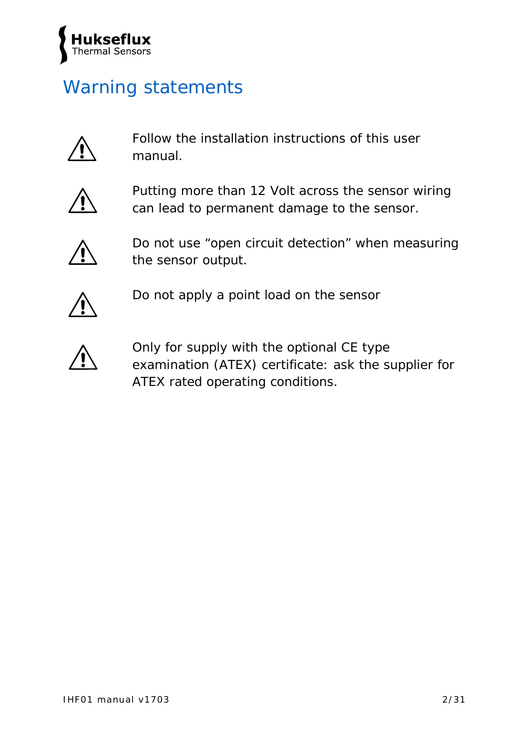# Warning statements

⚠ Follow the installation instructions of this user manual.

⚠ Putting more than 12 Volt across the sensor wiring can lead to permanent damage to the sensor.

⚠ Do not use “open circuit detection” when measuring the sensor output.

⚠ Do not apply a point load on the sensor

⚠ Only for supply with the optional CE type examination (ATEX) certificate: ask the supplier for ATEX rated operating conditions.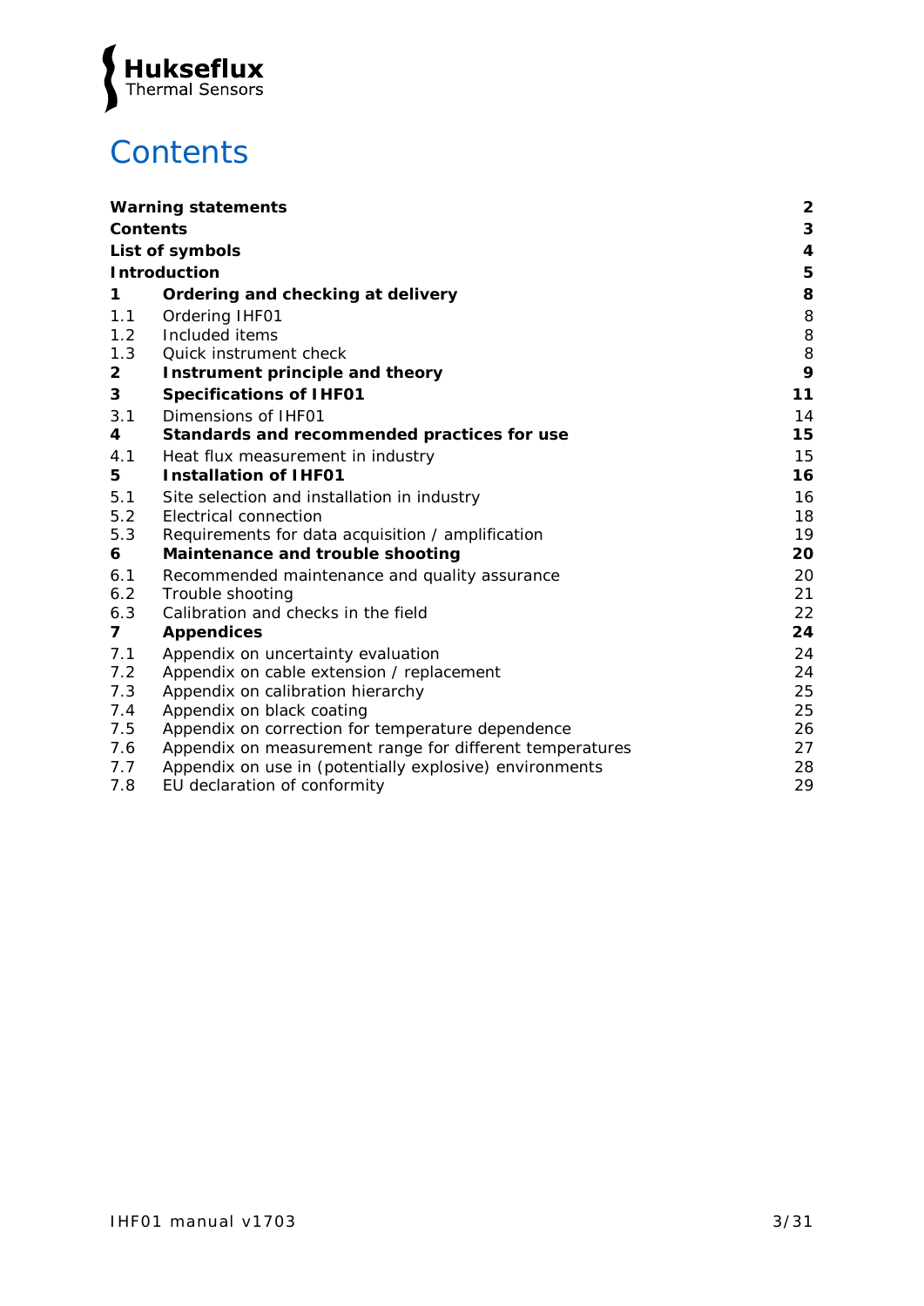# Contents

| | | |
|---|---|---|
| **Warning statements** | | **2** |
| **Contents** | | **3** |
| **List of symbols** | | **4** |
| **Introduction** | | **5** |
| **1** | **Ordering and checking at delivery** | **8** |
| 1.1 | Ordering IHF01 | 8 |
| 1.2 | Included items | 8 |
| 1.3 | Quick instrument check | 8 |
| **2** | **Instrument principle and theory** | **9** |
| **3** | **Specifications of IHF01** | **11** |
| 3.1 | Dimensions of IHF01 | 14 |
| **4** | **Standards and recommended practices for use** | **15** |
| 4.1 | Heat flux measurement in industry | 15 |
| **5** | **Installation of IHF01** | **16** |
| 5.1 | Site selection and installation in industry | 16 |
| 5.2 | Electrical connection | 18 |
| 5.3 | Requirements for data acquisition / amplification | 19 |
| **6** | **Maintenance and trouble shooting** | **20** |
| 6.1 | Recommended maintenance and quality assurance | 20 |
| 6.2 | Trouble shooting | 21 |
| 6.3 | Calibration and checks in the field | 22 |
| **7** | **Appendices** | **24** |
| 7.1 | Appendix on uncertainty evaluation | 24 |
| 7.2 | Appendix on cable extension / replacement | 24 |
| 7.3 | Appendix on calibration hierarchy | 25 |
| 7.4 | Appendix on black coating | 25 |
| 7.5 | Appendix on correction for temperature dependence | 26 |
| 7.6 | Appendix on measurement range for different temperatures | 27 |
| 7.7 | Appendix on use in (potentially explosive) environments | 28 |
| 7.8 | EU declaration of conformity | 29 |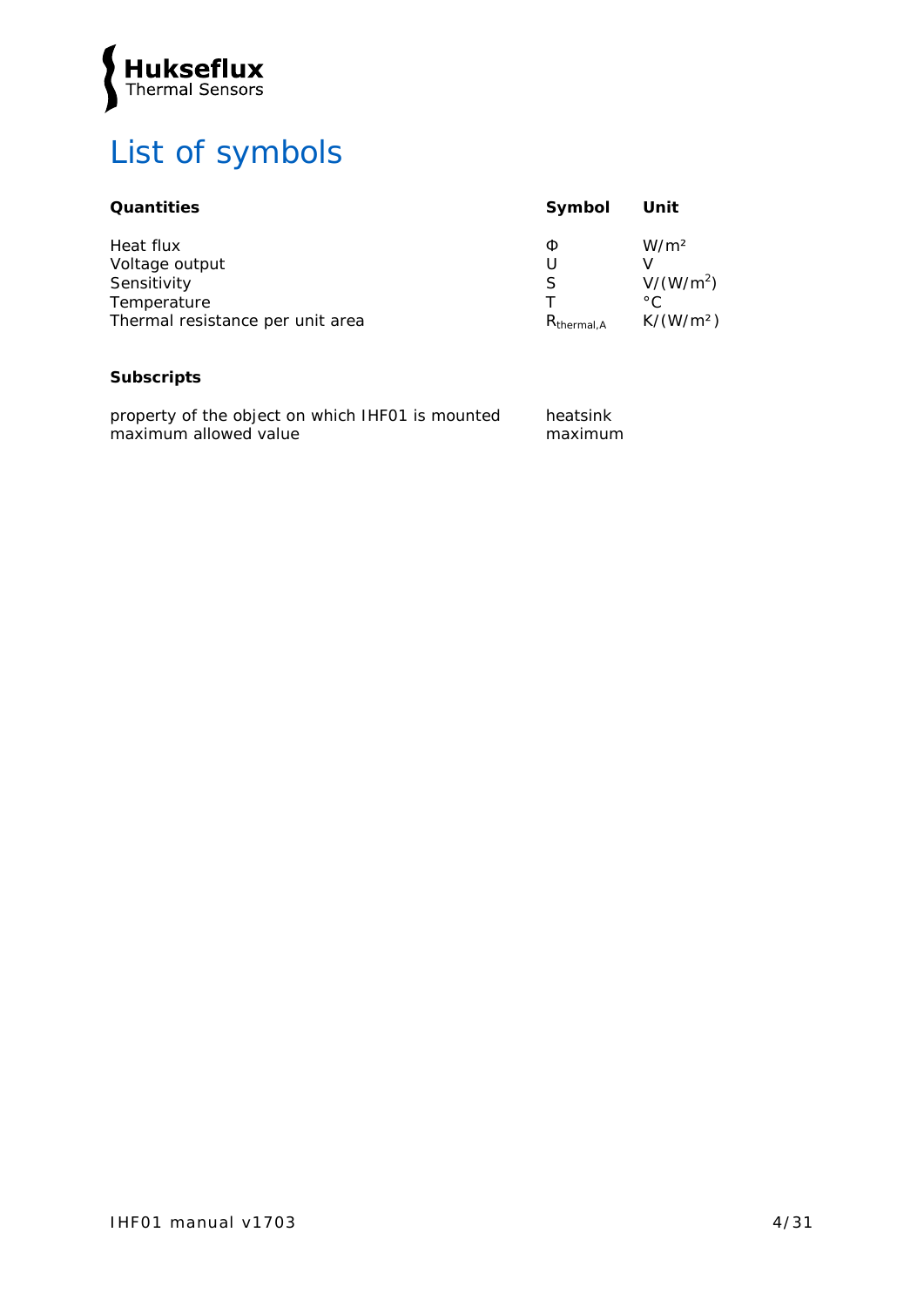# List of symbols

| Quantities | Symbol | Unit |
|---|---|---|
| Heat flux | $\Phi$ | W/m² |
| Voltage output | U | V |
| Sensitivity | S | V/(W/m$^2$) |
| Temperature | T | °C |
| Thermal resistance per unit area | $R_{thermal,A}$ | K/(W/m²) |

**Subscripts**

| | |
|---|---|
| property of the object on which IHF01 is mounted | heatsink |
| maximum allowed value | maximum |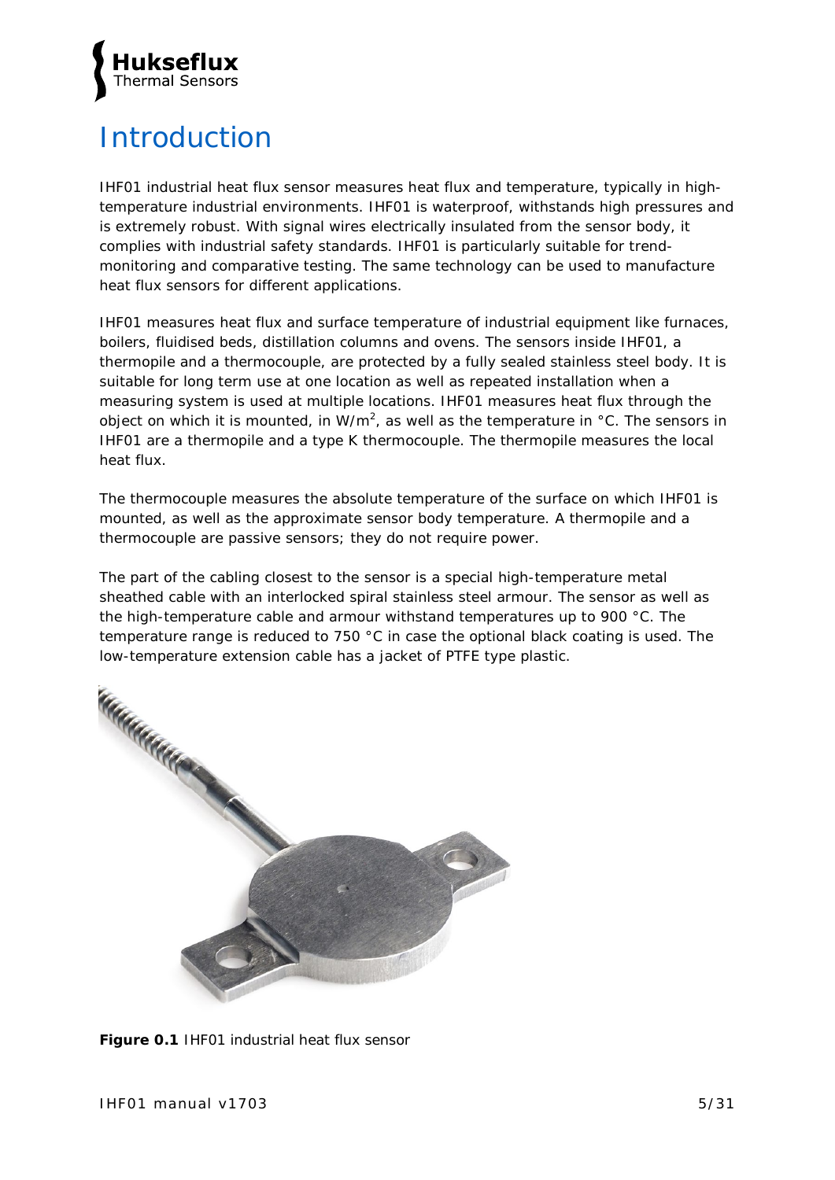# Introduction

IHF01 industrial heat flux sensor measures heat flux and temperature, typically in high-temperature industrial environments. IHF01 is waterproof, withstands high pressures and is extremely robust. With signal wires electrically insulated from the sensor body, it complies with industrial safety standards. IHF01 is particularly suitable for trend-monitoring and comparative testing. The same technology can be used to manufacture heat flux sensors for different applications.

IHF01 measures heat flux and surface temperature of industrial equipment like furnaces, boilers, fluidised beds, distillation columns and ovens. The sensors inside IHF01, a thermopile and a thermocouple, are protected by a fully sealed stainless steel body. It is suitable for long term use at one location as well as repeated installation when a measuring system is used at multiple locations. IHF01 measures heat flux through the object on which it is mounted, in W/m$^2$, as well as the temperature in °C. The sensors in IHF01 are a thermopile and a type K thermocouple. The thermopile measures the local heat flux.

The thermocouple measures the absolute temperature of the surface on which IHF01 is mounted, as well as the approximate sensor body temperature. A thermopile and a thermocouple are passive sensors; they do not require power.

The part of the cabling closest to the sensor is a special high-temperature metal sheathed cable with an interlocked spiral stainless steel armour. The sensor as well as the high-temperature cable and armour withstand temperatures up to 900 °C. The temperature range is reduced to 750 °C in case the optional black coating is used. The low-temperature extension cable has a jacket of PTFE type plastic.

**Figure 0.1** IHF01 industrial heat flux sensor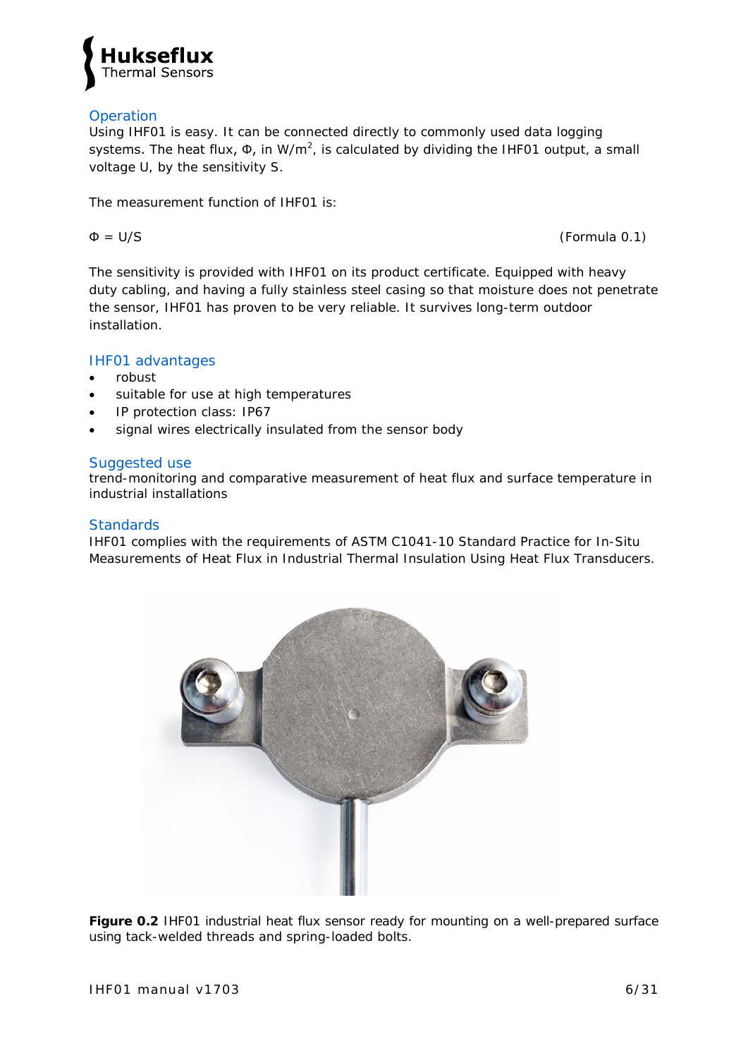## Operation

Using IHF01 is easy. It can be connected directly to commonly used data logging systems. The heat flux, $\Phi$, in W/m$^2$, is calculated by dividing the IHF01 output, a small voltage U, by the sensitivity S.

The measurement function of IHF01 is:

$$\Phi = U/S \qquad \text{(Formula 0.1)}$$

The sensitivity is provided with IHF01 on its product certificate. Equipped with heavy duty cabling, and having a fully stainless steel casing so that moisture does not penetrate the sensor, IHF01 has proven to be very reliable. It survives long-term outdoor installation.

## IHF01 advantages

- robust
- suitable for use at high temperatures
- IP protection class: IP67
- signal wires electrically insulated from the sensor body

## Suggested use

trend-monitoring and comparative measurement of heat flux and surface temperature in industrial installations

## Standards

IHF01 complies with the requirements of ASTM C1041-10 Standard Practice for In-Situ Measurements of Heat Flux in Industrial Thermal Insulation Using Heat Flux Transducers.

**Figure 0.2** IHF01 industrial heat flux sensor ready for mounting on a well-prepared surface using tack-welded threads and spring-loaded bolts.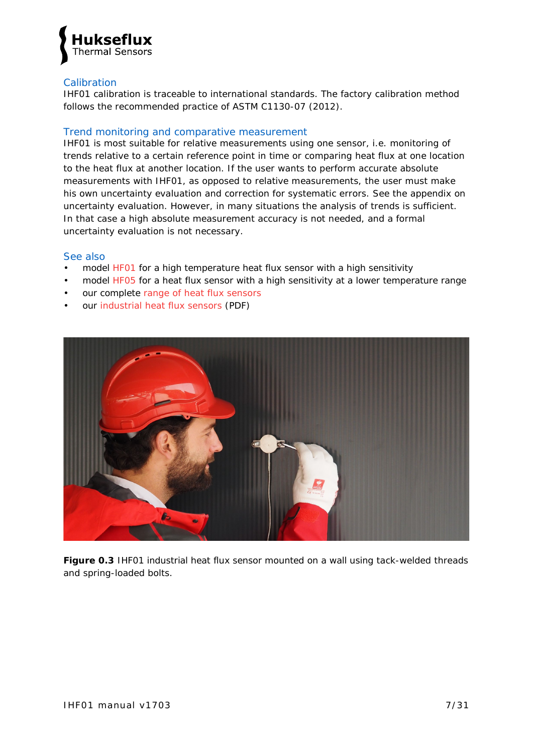## Calibration

IHF01 calibration is traceable to international standards. The factory calibration method follows the recommended practice of ASTM C1130-07 (2012).

## Trend monitoring and comparative measurement

IHF01 is most suitable for relative measurements using one sensor, i.e. monitoring of trends relative to a certain reference point in time or comparing heat flux at one location to the heat flux at another location. If the user wants to perform accurate absolute measurements with IHF01, as opposed to relative measurements, the user must make his own uncertainty evaluation and correction for systematic errors. See the appendix on uncertainty evaluation. However, in many situations the analysis of trends is sufficient. In that case a high absolute measurement accuracy is not needed, and a formal uncertainty evaluation is not necessary.

## See also

- model HF01 for a high temperature heat flux sensor with a high sensitivity
- model HF05 for a heat flux sensor with a high sensitivity at a lower temperature range
- our complete range of heat flux sensors
- our industrial heat flux sensors (PDF)

**Figure 0.3** IHF01 industrial heat flux sensor mounted on a wall using tack-welded threads and spring-loaded bolts.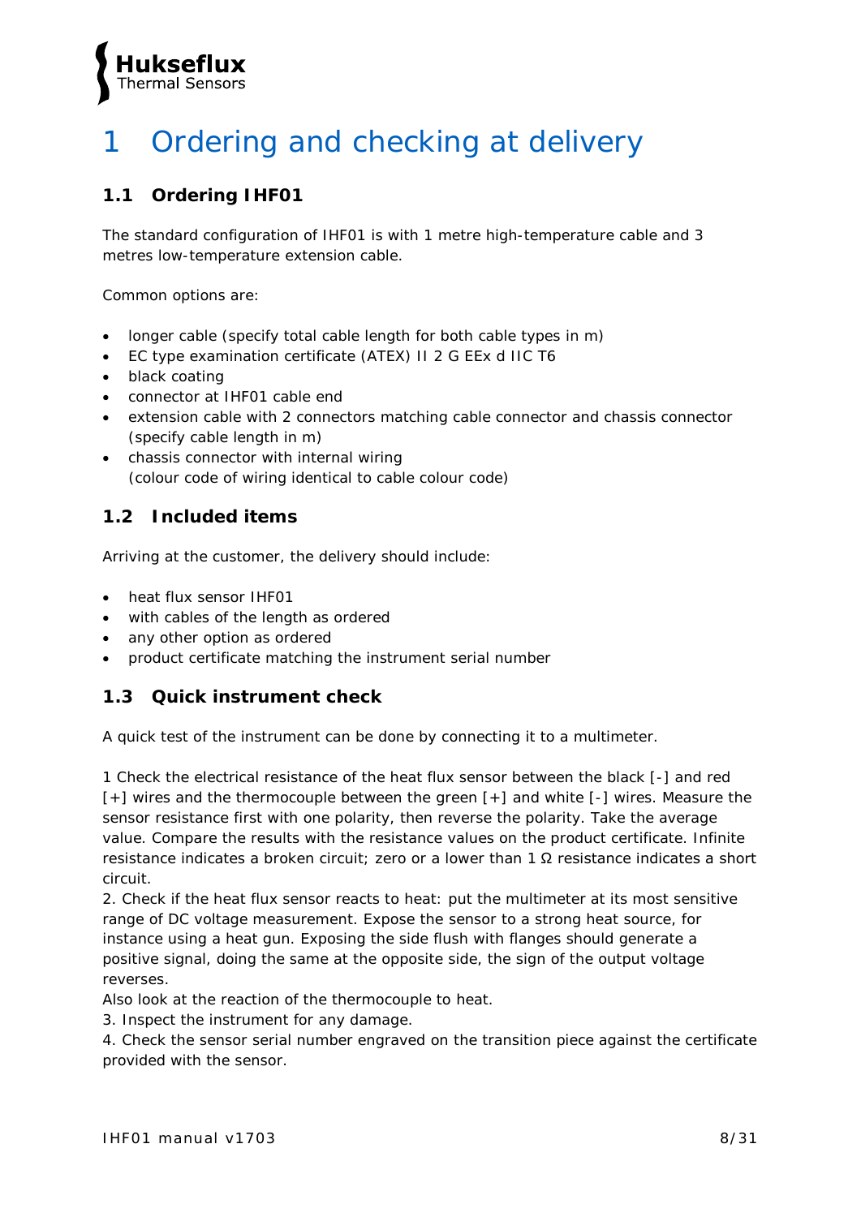# 1 Ordering and checking at delivery

## 1.1 Ordering IHF01

The standard configuration of IHF01 is with 1 metre high-temperature cable and 3 metres low-temperature extension cable.

Common options are:

- longer cable (specify total cable length for both cable types in m)
- EC type examination certificate (ATEX) II 2 G EEx d IIC T6
- black coating
- connector at IHF01 cable end
- extension cable with 2 connectors matching cable connector and chassis connector (specify cable length in m)
- chassis connector with internal wiring (colour code of wiring identical to cable colour code)

## 1.2 Included items

Arriving at the customer, the delivery should include:

- heat flux sensor IHF01
- with cables of the length as ordered
- any other option as ordered
- product certificate matching the instrument serial number

## 1.3 Quick instrument check

A quick test of the instrument can be done by connecting it to a multimeter.

1 Check the electrical resistance of the heat flux sensor between the black [-] and red [+] wires and the thermocouple between the green [+] and white [-] wires. Measure the sensor resistance first with one polarity, then reverse the polarity. Take the average value. Compare the results with the resistance values on the product certificate. Infinite resistance indicates a broken circuit; zero or a lower than 1 Ω resistance indicates a short circuit.
2. Check if the heat flux sensor reacts to heat: put the multimeter at its most sensitive range of DC voltage measurement. Expose the sensor to a strong heat source, for instance using a heat gun. Exposing the side flush with flanges should generate a positive signal, doing the same at the opposite side, the sign of the output voltage reverses.
Also look at the reaction of the thermocouple to heat.
3. Inspect the instrument for any damage.
4. Check the sensor serial number engraved on the transition piece against the certificate provided with the sensor.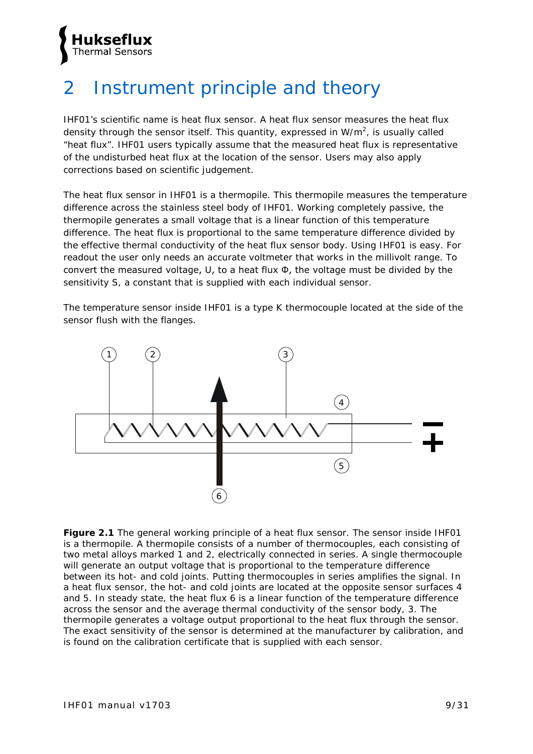# 2 Instrument principle and theory

IHF01's scientific name is heat flux sensor. A heat flux sensor measures the heat flux density through the sensor itself. This quantity, expressed in W/m$^2$, is usually called "heat flux". IHF01 users typically assume that the measured heat flux is representative of the undisturbed heat flux at the location of the sensor. Users may also apply corrections based on scientific judgement.

The heat flux sensor in IHF01 is a thermopile. This thermopile measures the temperature difference across the stainless steel body of IHF01. Working completely passive, the thermopile generates a small voltage that is a linear function of this temperature difference. The heat flux is proportional to the same temperature difference divided by the effective thermal conductivity of the heat flux sensor body. Using IHF01 is easy. For readout the user only needs an accurate voltmeter that works in the millivolt range. To convert the measured voltage, U, to a heat flux Φ, the voltage must be divided by the sensitivity S, a constant that is supplied with each individual sensor.

The temperature sensor inside IHF01 is a type K thermocouple located at the side of the sensor flush with the flanges.

**Figure 2.1** The general working principle of a heat flux sensor. The sensor inside IHF01 is a thermopile. A thermopile consists of a number of thermocouples, each consisting of two metal alloys marked 1 and 2, electrically connected in series. A single thermocouple will generate an output voltage that is proportional to the temperature difference between its hot- and cold joints. Putting thermocouples in series amplifies the signal. In a heat flux sensor, the hot- and cold joints are located at the opposite sensor surfaces 4 and 5. In steady state, the heat flux 6 is a linear function of the temperature difference across the sensor and the average thermal conductivity of the sensor body, 3. The thermopile generates a voltage output proportional to the heat flux through the sensor. The exact sensitivity of the sensor is determined at the manufacturer by calibration, and is found on the calibration certificate that is supplied with each sensor.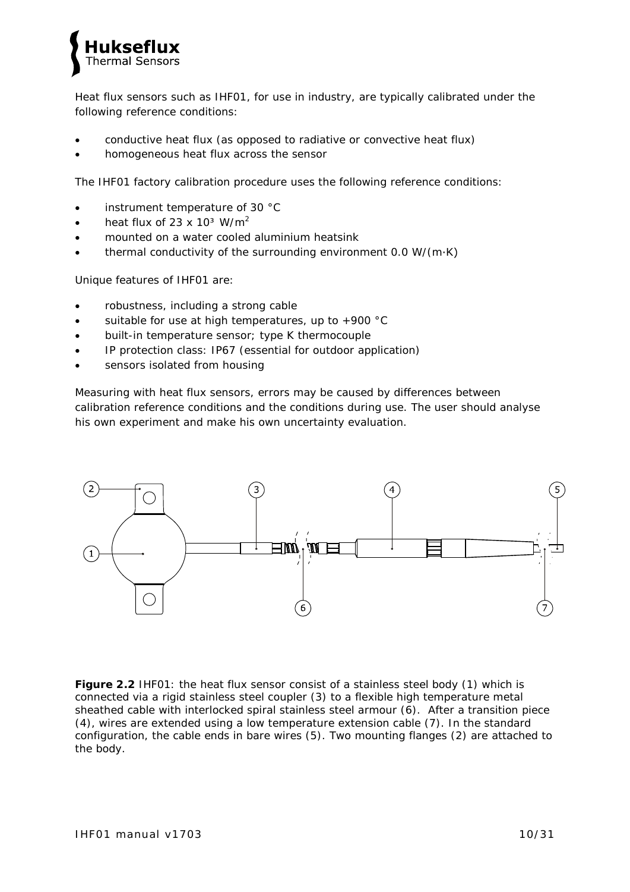Heat flux sensors such as IHF01, for use in industry, are typically calibrated under the following reference conditions:

- conductive heat flux (as opposed to radiative or convective heat flux)
- homogeneous heat flux across the sensor

The IHF01 factory calibration procedure uses the following reference conditions:

- instrument temperature of 30 °C
- heat flux of 23 x $10^3$ W/$m^2$
- mounted on a water cooled aluminium heatsink
- thermal conductivity of the surrounding environment 0.0 W/(m·K)

Unique features of IHF01 are:

- robustness, including a strong cable
- suitable for use at high temperatures, up to +900 °C
- built-in temperature sensor; type K thermocouple
- IP protection class: IP67 (essential for outdoor application)
- sensors isolated from housing

Measuring with heat flux sensors, errors may be caused by differences between calibration reference conditions and the conditions during use. The user should analyse his own experiment and make his own uncertainty evaluation.

**Figure 2.2** IHF01: the heat flux sensor consist of a stainless steel body (1) which is connected via a rigid stainless steel coupler (3) to a flexible high temperature metal sheathed cable with interlocked spiral stainless steel armour (6). After a transition piece (4), wires are extended using a low temperature extension cable (7). In the standard configuration, the cable ends in bare wires (5). Two mounting flanges (2) are attached to the body.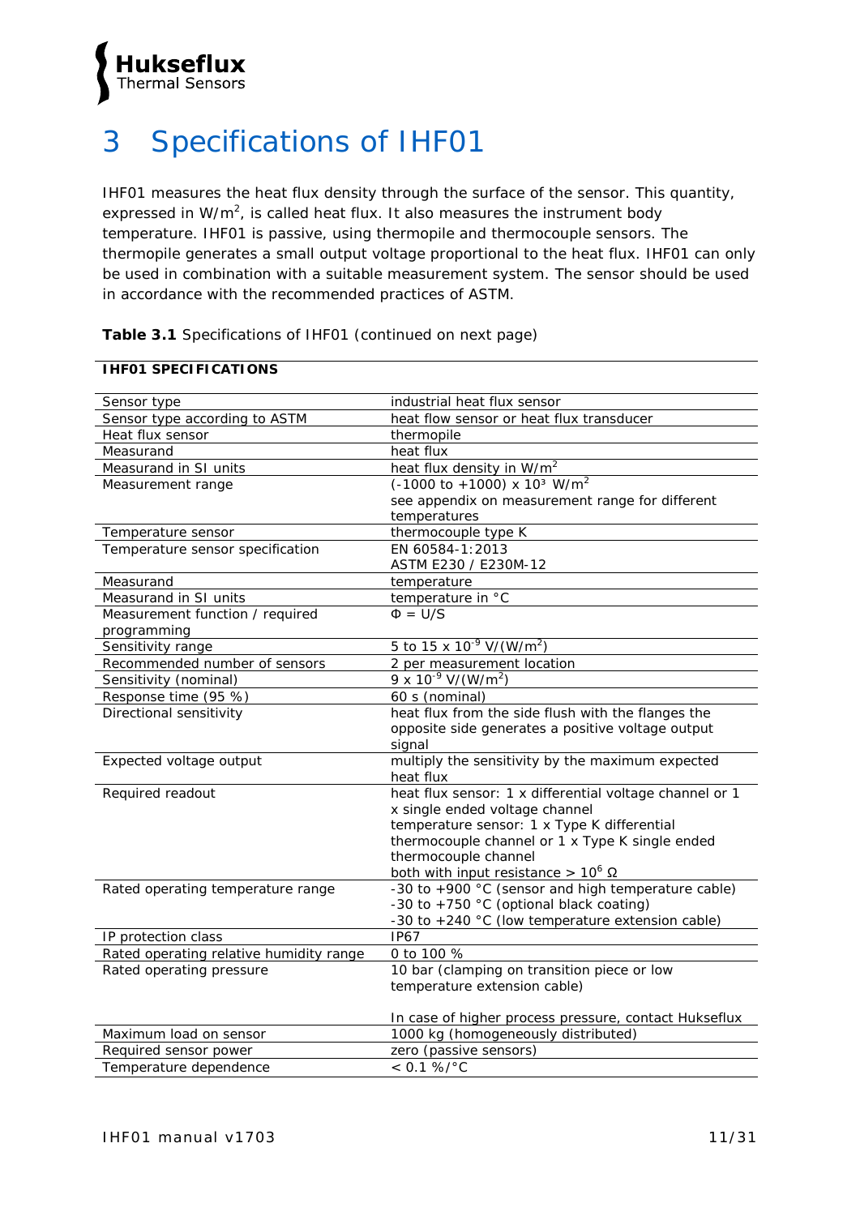# 3 Specifications of IHF01

IHF01 measures the heat flux density through the surface of the sensor. This quantity, expressed in $W/m^2$, is called heat flux. It also measures the instrument body temperature. IHF01 is passive, using thermopile and thermocouple sensors. The thermopile generates a small output voltage proportional to the heat flux. IHF01 can only be used in combination with a suitable measurement system. The sensor should be used in accordance with the recommended practices of ASTM.

**Table 3.1** Specifications of IHF01 (continued on next page)

| **IHF01 SPECIFICATIONS** | |
|---|---|
| Sensor type | industrial heat flux sensor |
| Sensor type according to ASTM | heat flow sensor or heat flux transducer |
| Heat flux sensor | thermopile |
| Measurand | heat flux |
| Measurand in SI units | heat flux density in $W/m^2$ |
| Measurement range | (-1000 to +1000) x $10^3$ $W/m^2$<br>see appendix on measurement range for different temperatures |
| Temperature sensor | thermocouple type K |
| Temperature sensor specification | EN 60584-1:2013<br>ASTM E230 / E230M-12 |
| Measurand | temperature |
| Measurand in SI units | temperature in °C |
| Measurement function / required programming | $\Phi = U/S$ |
| Sensitivity range | 5 to 15 x $10^{-9}$ $V/(W/m^2)$ |
| Recommended number of sensors | 2 per measurement location |
| Sensitivity (nominal) | 9 x $10^{-9}$ $V/(W/m^2)$ |
| Response time (95 %) | 60 s (nominal) |
| Directional sensitivity | heat flux from the side flush with the flanges the opposite side generates a positive voltage output signal |
| Expected voltage output | multiply the sensitivity by the maximum expected heat flux |
| Required readout | heat flux sensor: 1 x differential voltage channel or 1 x single ended voltage channel<br>temperature sensor: 1 x Type K differential thermocouple channel or 1 x Type K single ended thermocouple channel<br>both with input resistance > $10^6$ Ω |
| Rated operating temperature range | -30 to +900 °C (sensor and high temperature cable)<br>-30 to +750 °C (optional black coating)<br>-30 to +240 °C (low temperature extension cable) |
| IP protection class | IP67 |
| Rated operating relative humidity range | 0 to 100 % |
| Rated operating pressure | 10 bar (clamping on transition piece or low temperature extension cable)<br><br>In case of higher process pressure, contact Hukseflux |
| Maximum load on sensor | 1000 kg (homogeneously distributed) |
| Required sensor power | zero (passive sensors) |
| Temperature dependence | < 0.1 %/°C |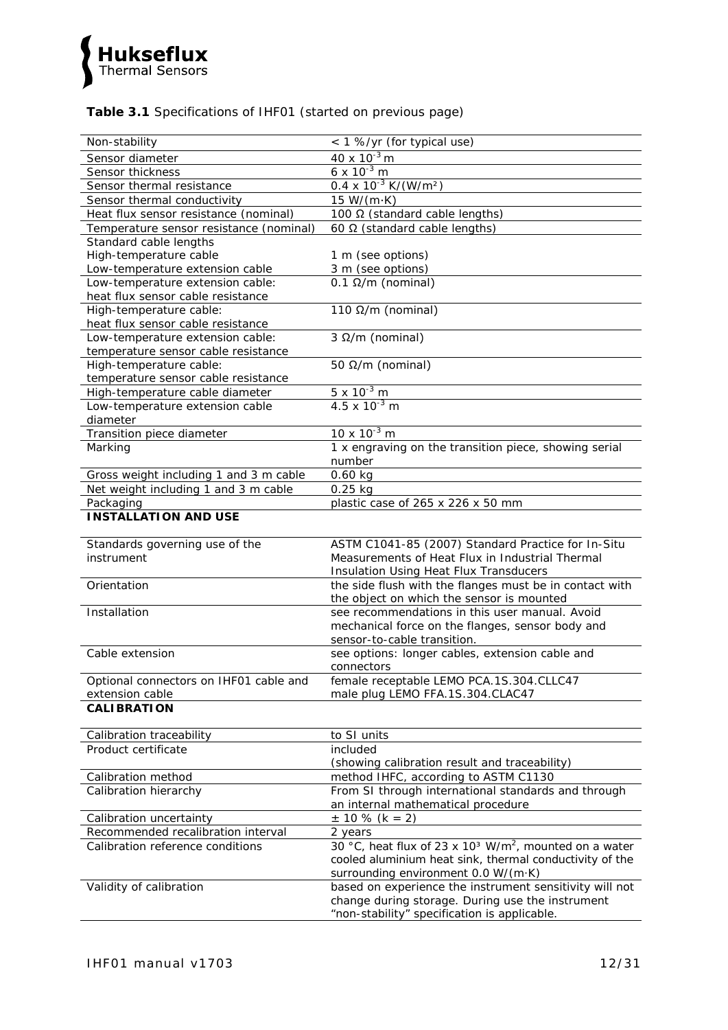**Table 3.1** Specifications of IHF01 (started on previous page)

| | |
|---|---|
| Non-stability | < 1 %/yr (for typical use) |
| Sensor diameter | $40 \times 10^{-3}$ m |
| Sensor thickness | $6 \times 10^{-3}$ m |
| Sensor thermal resistance | $0.4 \times 10^{-3}$ K/(W/m²) |
| Sensor thermal conductivity | 15 W/(m·K) |
| Heat flux sensor resistance (nominal) | 100 Ω (standard cable lengths) |
| Temperature sensor resistance (nominal) | 60 Ω (standard cable lengths) |
| Standard cable lengths<br>High-temperature cable<br>Low-temperature extension cable | <br>1 m (see options)<br>3 m (see options) |
| Low-temperature extension cable: heat flux sensor cable resistance | 0.1 Ω/m (nominal) |
| High-temperature cable: heat flux sensor cable resistance | 110 Ω/m (nominal) |
| Low-temperature extension cable: temperature sensor cable resistance | 3 Ω/m (nominal) |
| High-temperature cable: temperature sensor cable resistance | 50 Ω/m (nominal) |
| High-temperature cable diameter | $5 \times 10^{-3}$ m |
| Low-temperature extension cable diameter | $4.5 \times 10^{-3}$ m |
| Transition piece diameter | $10 \times 10^{-3}$ m |
| Marking | 1 x engraving on the transition piece, showing serial number |
| Gross weight including 1 and 3 m cable | 0.60 kg |
| Net weight including 1 and 3 m cable | 0.25 kg |
| Packaging | plastic case of 265 x 226 x 50 mm |
| **INSTALLATION AND USE** | |
| Standards governing use of the instrument | ASTM C1041-85 (2007) Standard Practice for In-Situ Measurements of Heat Flux in Industrial Thermal Insulation Using Heat Flux Transducers |
| Orientation | the side flush with the flanges must be in contact with the object on which the sensor is mounted |
| Installation | see recommendations in this user manual. Avoid mechanical force on the flanges, sensor body and sensor-to-cable transition. |
| Cable extension | see options: longer cables, extension cable and connectors |
| Optional connectors on IHF01 cable and extension cable | female receptable LEMO PCA.1S.304.CLLC47<br>male plug LEMO FFA.1S.304.CLAC47 |
| **CALIBRATION** | |
| Calibration traceability | to SI units |
| Product certificate | included<br>(showing calibration result and traceability) |
| Calibration method | method IHFC, according to ASTM C1130 |
| Calibration hierarchy | From SI through international standards and through an internal mathematical procedure |
| Calibration uncertainty | ± 10 % (k = 2) |
| Recommended recalibration interval | 2 years |
| Calibration reference conditions | 30 °C, heat flux of $23 \times 10^3$ W/m², mounted on a water cooled aluminium heat sink, thermal conductivity of the surrounding environment 0.0 W/(m·K) |
| Validity of calibration | based on experience the instrument sensitivity will not change during storage. During use the instrument "non-stability" specification is applicable. |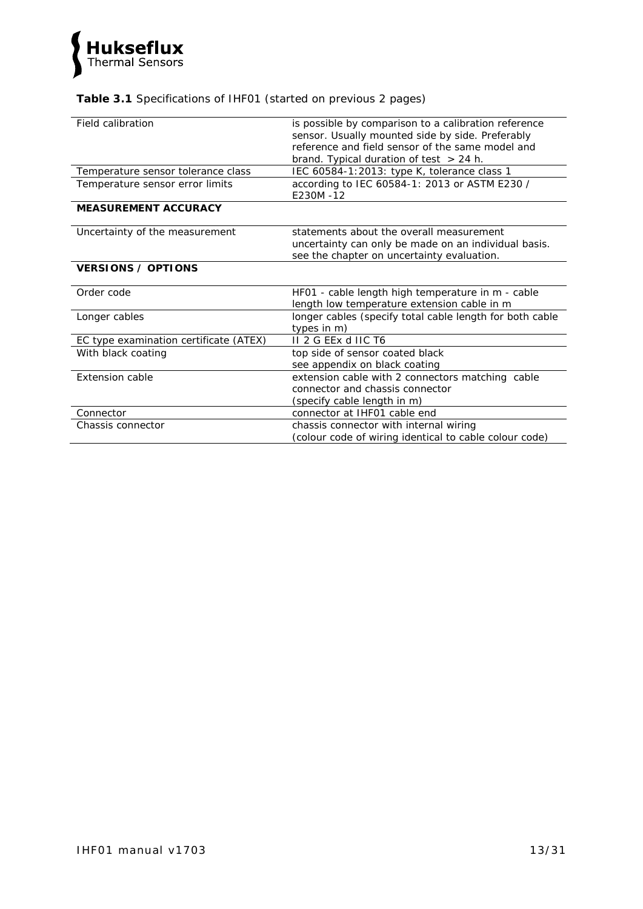**Table 3.1** Specifications of IHF01 (started on previous 2 pages)

| | |
|---|---|
| Field calibration | is possible by comparison to a calibration reference sensor. Usually mounted side by side. Preferably reference and field sensor of the same model and brand. Typical duration of test > 24 h. |
| Temperature sensor tolerance class | IEC 60584-1:2013: type K, tolerance class 1 |
| Temperature sensor error limits | according to IEC 60584-1: 2013 or ASTM E230 / E230M -12 |
| **MEASUREMENT ACCURACY** | |
| Uncertainty of the measurement | statements about the overall measurement uncertainty can only be made on an individual basis. see the chapter on uncertainty evaluation. |
| **VERSIONS / OPTIONS** | |
| Order code | HF01 - cable length high temperature in m - cable length low temperature extension cable in m |
| Longer cables | longer cables (specify total cable length for both cable types in m) |
| EC type examination certificate (ATEX) | II 2 G EEx d IIC T6 |
| With black coating | top side of sensor coated black<br>see appendix on black coating |
| Extension cable | extension cable with 2 connectors matching cable connector and chassis connector<br>(specify cable length in m) |
| Connector | connector at IHF01 cable end |
| Chassis connector | chassis connector with internal wiring<br>(colour code of wiring identical to cable colour code) |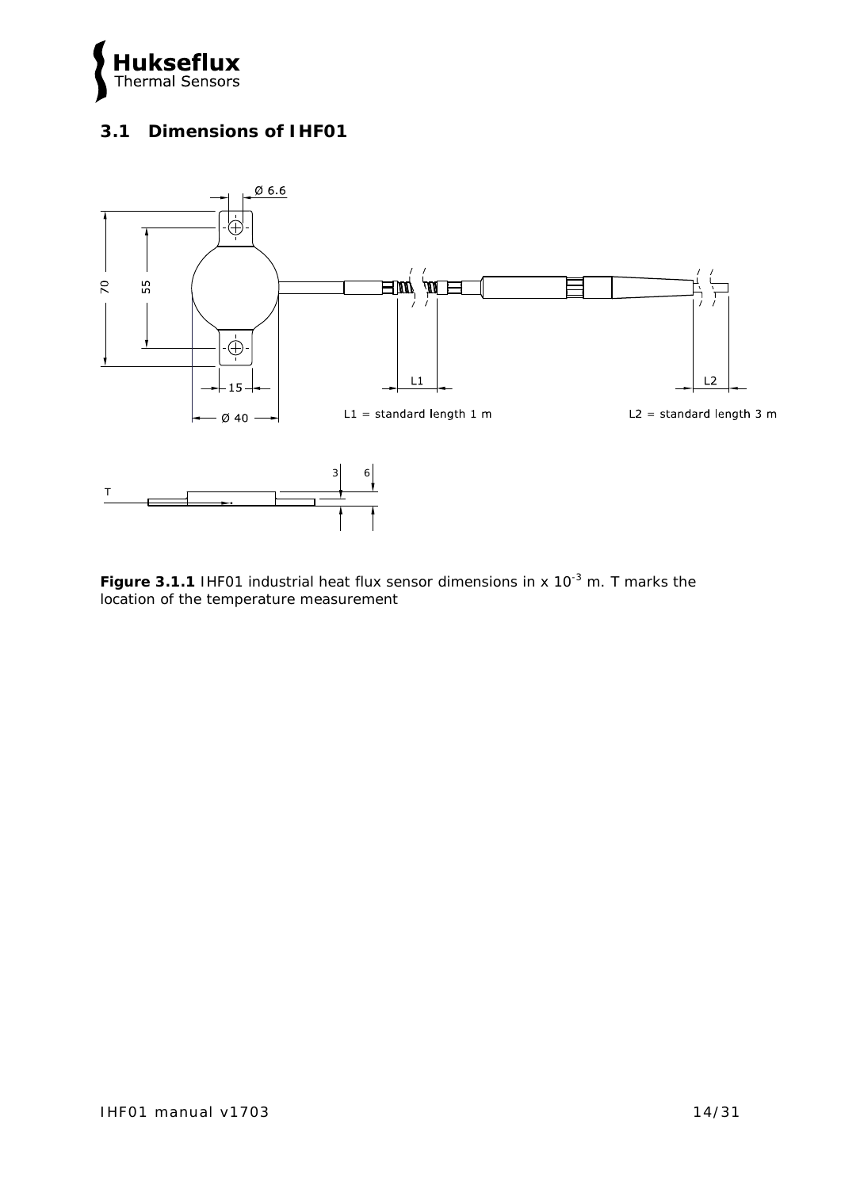## 3.1 Dimensions of IHF01

**Figure 3.1.1** IHF01 industrial heat flux sensor dimensions in x $10^{-3}$ m. T marks the location of the temperature measurement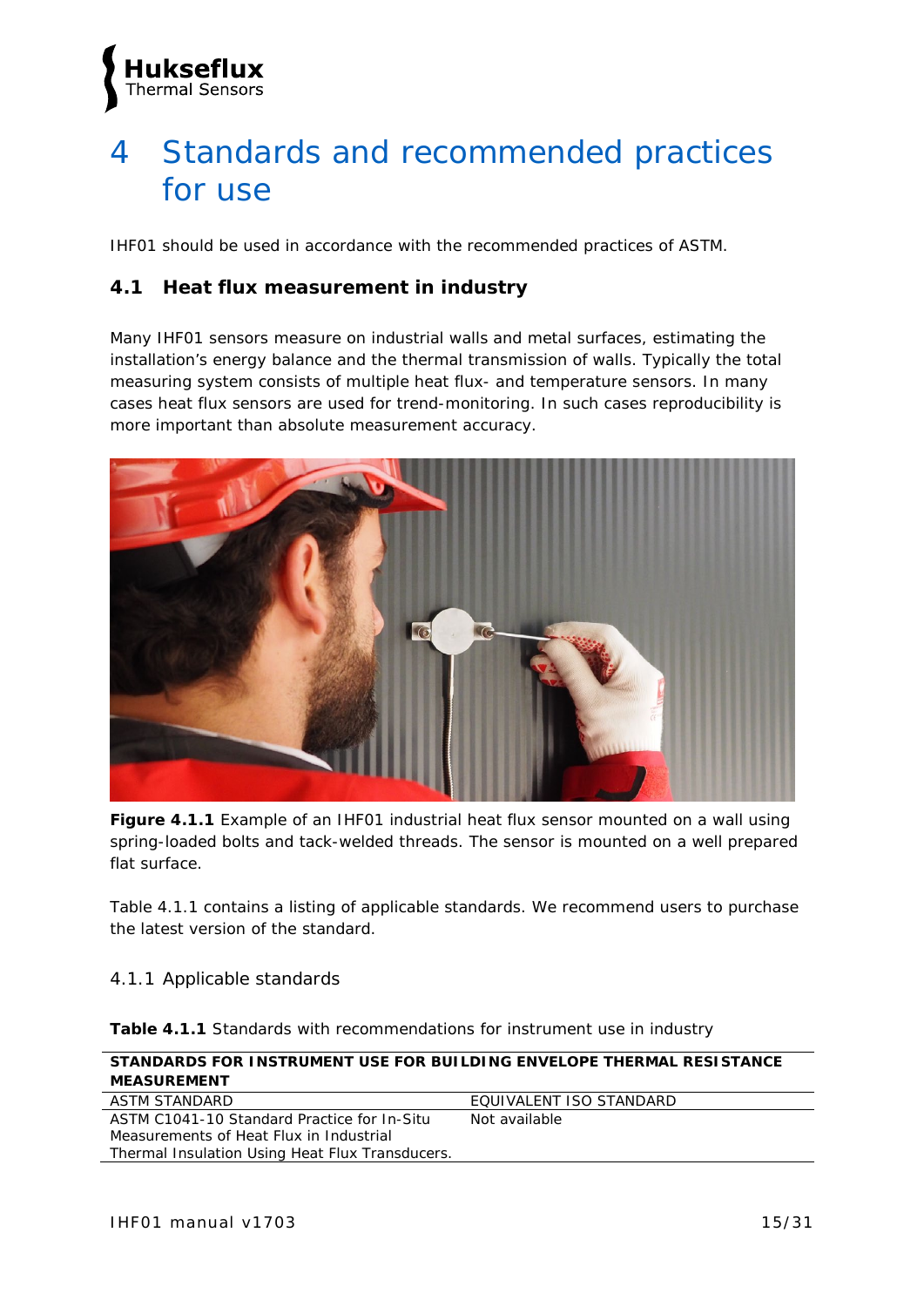# 4 Standards and recommended practices for use

IHF01 should be used in accordance with the recommended practices of ASTM.

## 4.1 Heat flux measurement in industry

Many IHF01 sensors measure on industrial walls and metal surfaces, estimating the installation's energy balance and the thermal transmission of walls. Typically the total measuring system consists of multiple heat flux- and temperature sensors. In many cases heat flux sensors are used for trend-monitoring. In such cases reproducibility is more important than absolute measurement accuracy.

**Figure 4.1.1** Example of an IHF01 industrial heat flux sensor mounted on a wall using spring-loaded bolts and tack-welded threads. The sensor is mounted on a well prepared flat surface.

Table 4.1.1 contains a listing of applicable standards. We recommend users to purchase the latest version of the standard.

### 4.1.1 Applicable standards

**Table 4.1.1** Standards with recommendations for instrument use in industry

| **STANDARDS FOR INSTRUMENT USE FOR BUILDING ENVELOPE THERMAL RESISTANCE MEASUREMENT** | |
|---|---|
| ASTM STANDARD | EQUIVALENT ISO STANDARD |
| ASTM C1041-10 Standard Practice for In-Situ Measurements of Heat Flux in Industrial Thermal Insulation Using Heat Flux Transducers. | Not available |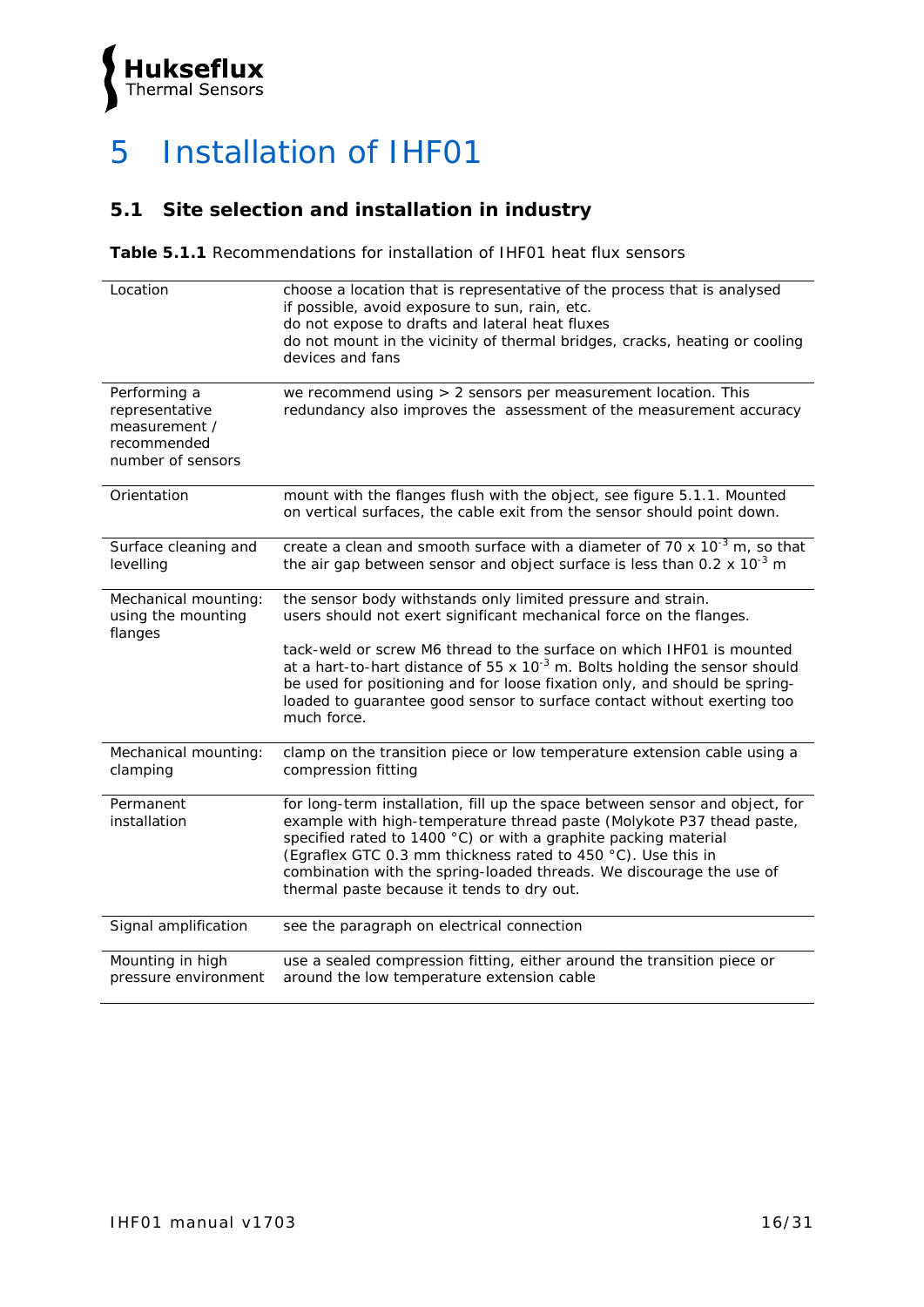# 5 Installation of IHF01

## 5.1 Site selection and installation in industry

**Table 5.1.1** Recommendations for installation of IHF01 heat flux sensors

| | |
|---|---|
| Location | choose a location that is representative of the process that is analysed<br>if possible, avoid exposure to sun, rain, etc.<br>do not expose to drafts and lateral heat fluxes<br>do not mount in the vicinity of thermal bridges, cracks, heating or cooling devices and fans |
| Performing a representative measurement / recommended number of sensors | we recommend using > 2 sensors per measurement location. This redundancy also improves the assessment of the measurement accuracy |
| Orientation | mount with the flanges flush with the object, see figure 5.1.1. Mounted on vertical surfaces, the cable exit from the sensor should point down. |
| Surface cleaning and levelling | create a clean and smooth surface with a diameter of 70 x $10^{-3}$ m, so that the air gap between sensor and object surface is less than 0.2 x $10^{-3}$ m |
| Mechanical mounting: using the mounting flanges | the sensor body withstands only limited pressure and strain.<br>users should not exert significant mechanical force on the flanges.<br><br>tack-weld or screw M6 thread to the surface on which IHF01 is mounted at a hart-to-hart distance of 55 x $10^{-3}$ m. Bolts holding the sensor should be used for positioning and for loose fixation only, and should be spring-loaded to guarantee good sensor to surface contact without exerting too much force. |
| Mechanical mounting: clamping | clamp on the transition piece or low temperature extension cable using a compression fitting |
| Permanent installation | for long-term installation, fill up the space between sensor and object, for example with high-temperature thread paste (Molykote P37 thead paste, specified rated to 1400 °C) or with a graphite packing material (Egraflex GTC 0.3 mm thickness rated to 450 °C). Use this in combination with the spring-loaded threads. We discourage the use of thermal paste because it tends to dry out. |
| Signal amplification | see the paragraph on electrical connection |
| Mounting in high pressure environment | use a sealed compression fitting, either around the transition piece or around the low temperature extension cable |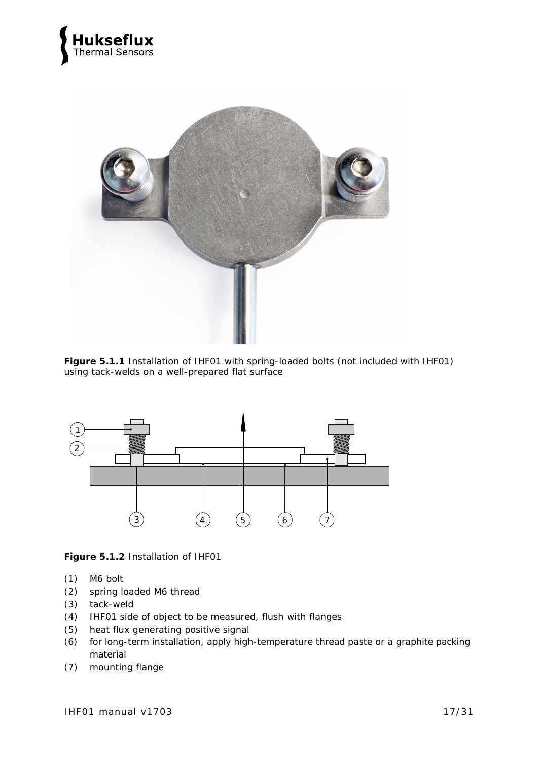**Figure 5.1.1** Installation of IHF01 with spring-loaded bolts (not included with IHF01) using tack-welds on a well-prepared flat surface

**Figure 5.1.2** Installation of IHF01

(1) M6 bolt
(2) spring loaded M6 thread
(3) tack-weld
(4) IHF01 side of object to be measured, flush with flanges
(5) heat flux generating positive signal
(6) for long-term installation, apply high-temperature thread paste or a graphite packing material
(7) mounting flange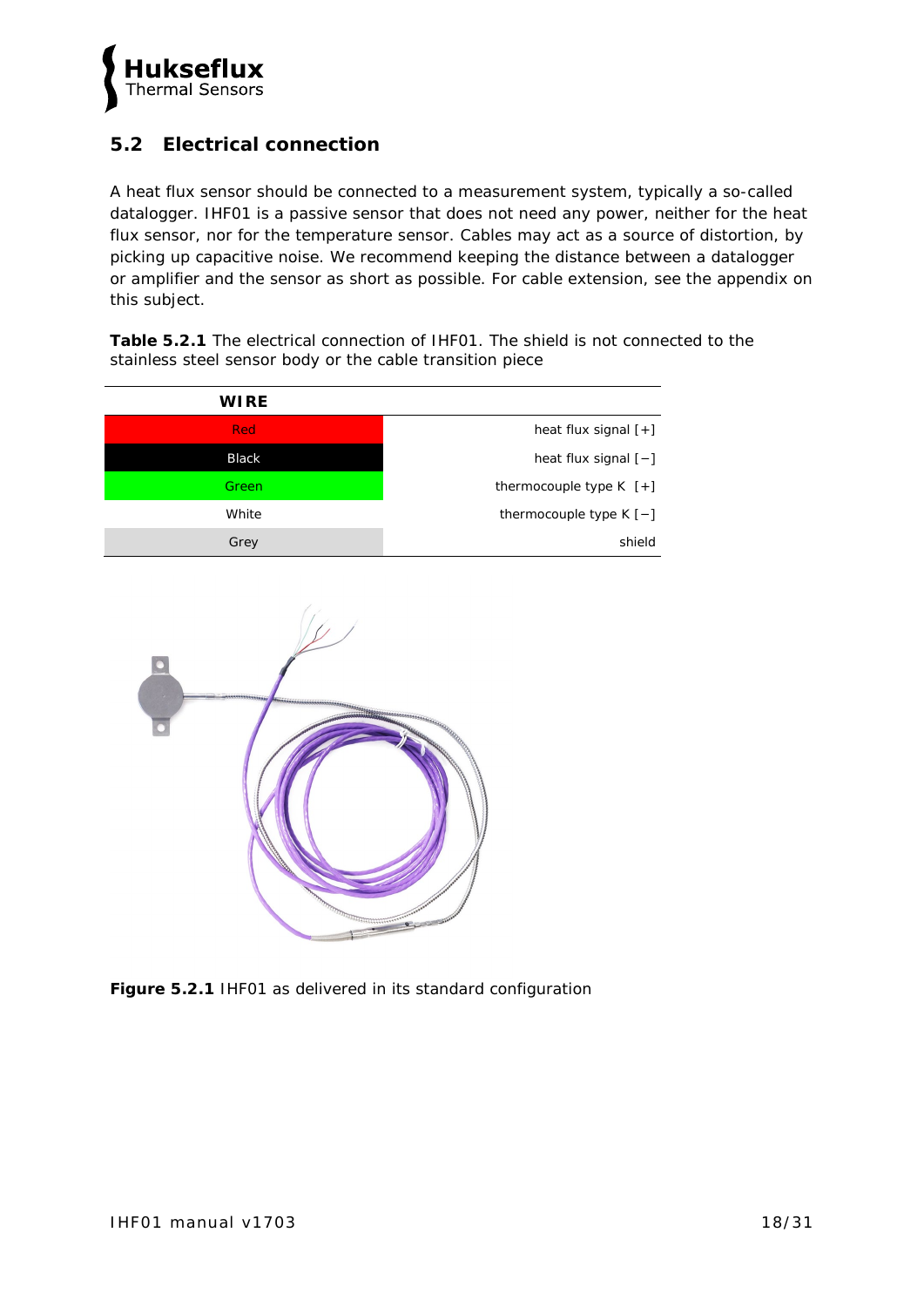## 5.2 Electrical connection

A heat flux sensor should be connected to a measurement system, typically a so-called datalogger. IHF01 is a passive sensor that does not need any power, neither for the heat flux sensor, nor for the temperature sensor. Cables may act as a source of distortion, by picking up capacitive noise. We recommend keeping the distance between a datalogger or amplifier and the sensor as short as possible. For cable extension, see the appendix on this subject.

**Table 5.2.1** The electrical connection of IHF01. The shield is not connected to the stainless steel sensor body or the cable transition piece

| WIRE | |
|---|---|
| Red | heat flux signal [+] |
| Black | heat flux signal [−] |
| Green | thermocouple type K [+] |
| White | thermocouple type K [−] |
| Grey | shield |

**Figure 5.2.1** IHF01 as delivered in its standard configuration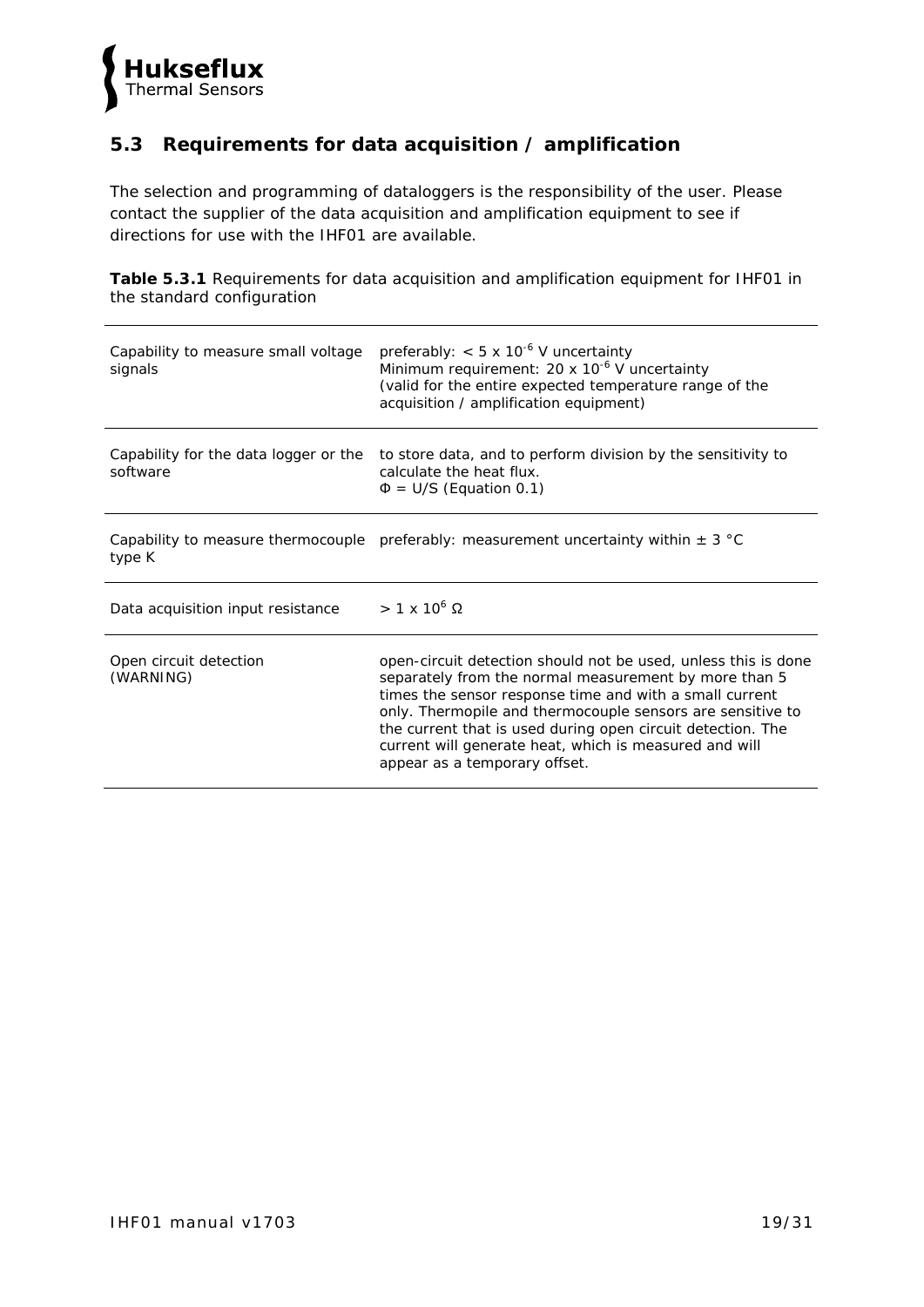## 5.3 Requirements for data acquisition / amplification

The selection and programming of dataloggers is the responsibility of the user. Please contact the supplier of the data acquisition and amplification equipment to see if directions for use with the IHF01 are available.

**Table 5.3.1** Requirements for data acquisition and amplification equipment for IHF01 in the standard configuration

| | |
|---|---|
| Capability to measure small voltage signals | preferably: $< 5 \times 10^{-6}$ V uncertainty<br>Minimum requirement: $20 \times 10^{-6}$ V uncertainty<br>(valid for the entire expected temperature range of the acquisition / amplification equipment) |
| Capability for the data logger or the software | to store data, and to perform division by the sensitivity to calculate the heat flux.<br>$\Phi = U/S$ (Equation 0.1) |
| Capability to measure thermocouple type K | preferably: measurement uncertainty within ± 3 °C |
| Data acquisition input resistance | $> 1 \times 10^{6}$ Ω |
| Open circuit detection (WARNING) | open-circuit detection should not be used, unless this is done separately from the normal measurement by more than 5 times the sensor response time and with a small current only. Thermopile and thermocouple sensors are sensitive to the current that is used during open circuit detection. The current will generate heat, which is measured and will appear as a temporary offset. |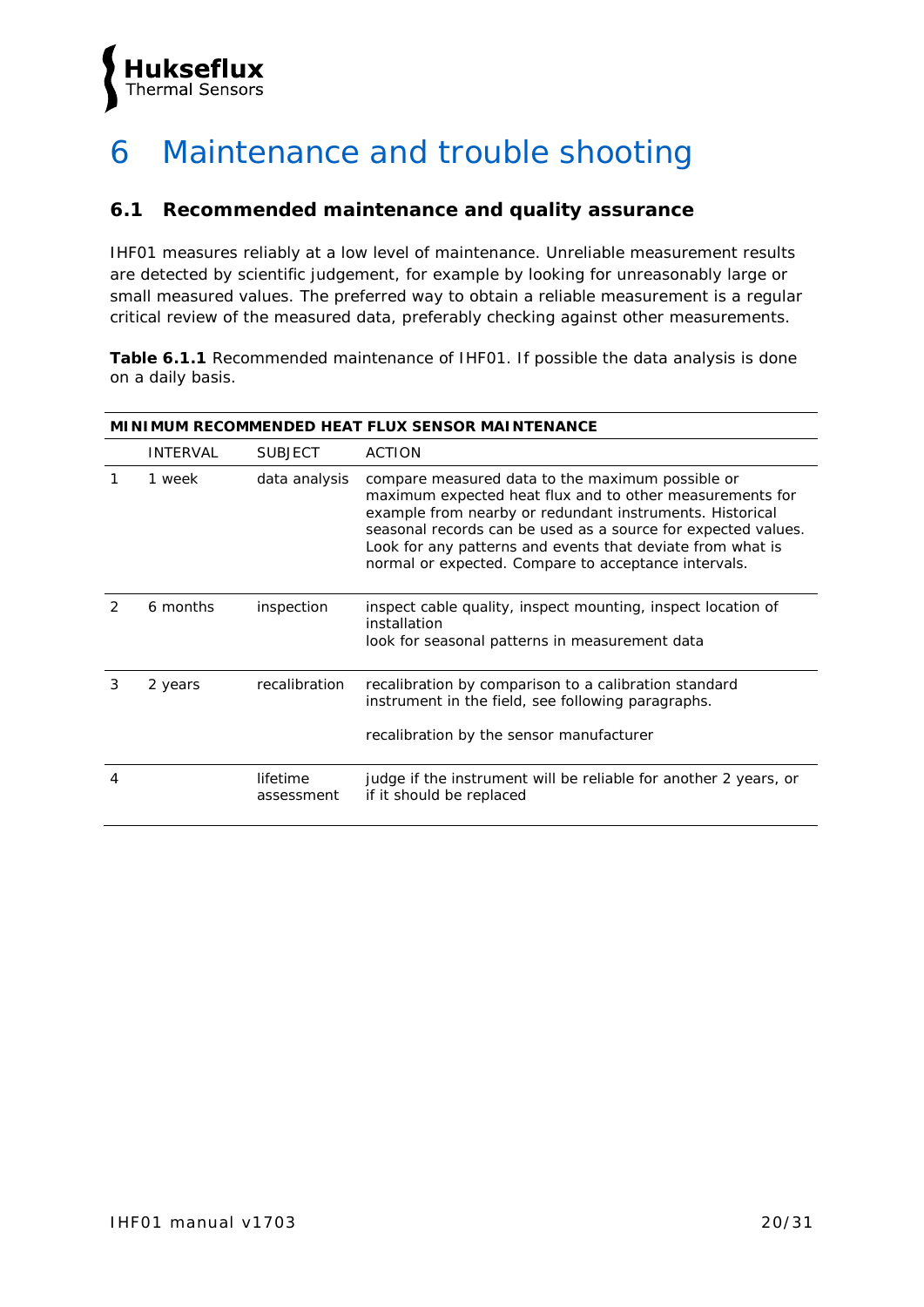# 6 Maintenance and trouble shooting

## 6.1 Recommended maintenance and quality assurance

IHF01 measures reliably at a low level of maintenance. Unreliable measurement results are detected by scientific judgement, for example by looking for unreasonably large or small measured values. The preferred way to obtain a reliable measurement is a regular critical review of the measured data, preferably checking against other measurements.

**Table 6.1.1** Recommended maintenance of IHF01. If possible the data analysis is done on a daily basis.

| MINIMUM RECOMMENDED HEAT FLUX SENSOR MAINTENANCE | | | |
|---|---|---|---|
| | INTERVAL | SUBJECT | ACTION |
| 1 | 1 week | data analysis | compare measured data to the maximum possible or maximum expected heat flux and to other measurements for example from nearby or redundant instruments. Historical seasonal records can be used as a source for expected values. Look for any patterns and events that deviate from what is normal or expected. Compare to acceptance intervals. |
| 2 | 6 months | inspection | inspect cable quality, inspect mounting, inspect location of installation<br>look for seasonal patterns in measurement data |
| 3 | 2 years | recalibration | recalibration by comparison to a calibration standard instrument in the field, see following paragraphs.<br><br>recalibration by the sensor manufacturer |
| 4 | | lifetime assessment | judge if the instrument will be reliable for another 2 years, or if it should be replaced |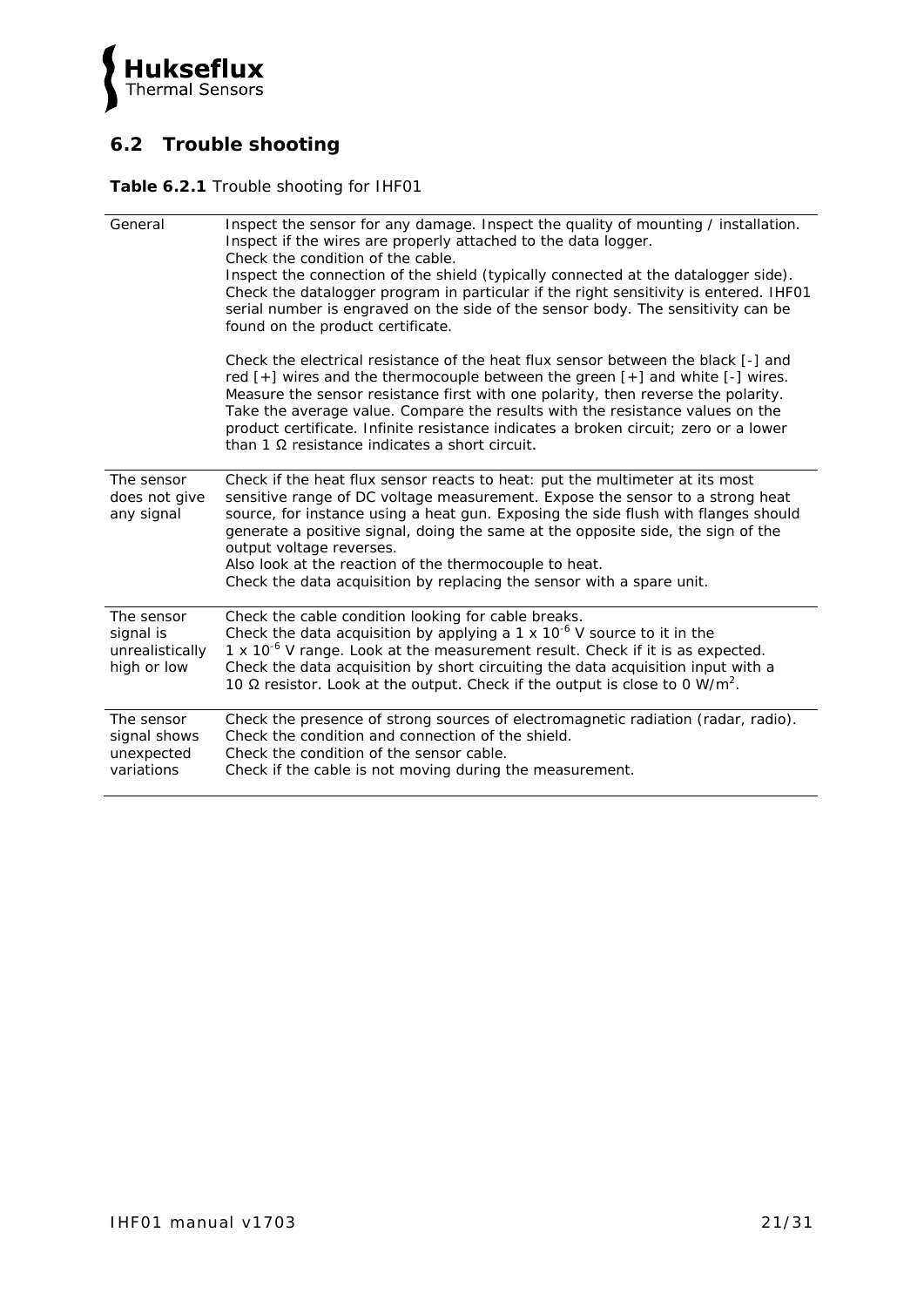## 6.2 Trouble shooting

**Table 6.2.1** Trouble shooting for IHF01

| | |
|---|---|
| General | Inspect the sensor for any damage. Inspect the quality of mounting / installation. Inspect if the wires are properly attached to the data logger.<br>Check the condition of the cable.<br>Inspect the connection of the shield (typically connected at the datalogger side).<br>Check the datalogger program in particular if the right sensitivity is entered. IHF01 serial number is engraved on the side of the sensor body. The sensitivity can be found on the product certificate.<br><br>Check the electrical resistance of the heat flux sensor between the black [-] and red [+] wires and the thermocouple between the green [+] and white [-] wires. Measure the sensor resistance first with one polarity, then reverse the polarity. Take the average value. Compare the results with the resistance values on the product certificate. Infinite resistance indicates a broken circuit; zero or a lower than 1 Ω resistance indicates a short circuit. |
| The sensor does not give any signal | Check if the heat flux sensor reacts to heat: put the multimeter at its most sensitive range of DC voltage measurement. Expose the sensor to a strong heat source, for instance using a heat gun. Exposing the side flush with flanges should generate a positive signal, doing the same at the opposite side, the sign of the output voltage reverses.<br>Also look at the reaction of the thermocouple to heat.<br>Check the data acquisition by replacing the sensor with a spare unit. |
| The sensor signal is unrealistically high or low | Check the cable condition looking for cable breaks.<br>Check the data acquisition by applying a $1 \times 10^{-6}$ V source to it in the $1 \times 10^{-6}$ V range. Look at the measurement result. Check if it is as expected.<br>Check the data acquisition by short circuiting the data acquisition input with a 10 Ω resistor. Look at the output. Check if the output is close to 0 W/m$^2$. |
| The sensor signal shows unexpected variations | Check the presence of strong sources of electromagnetic radiation (radar, radio).<br>Check the condition and connection of the shield.<br>Check the condition of the sensor cable.<br>Check if the cable is not moving during the measurement. |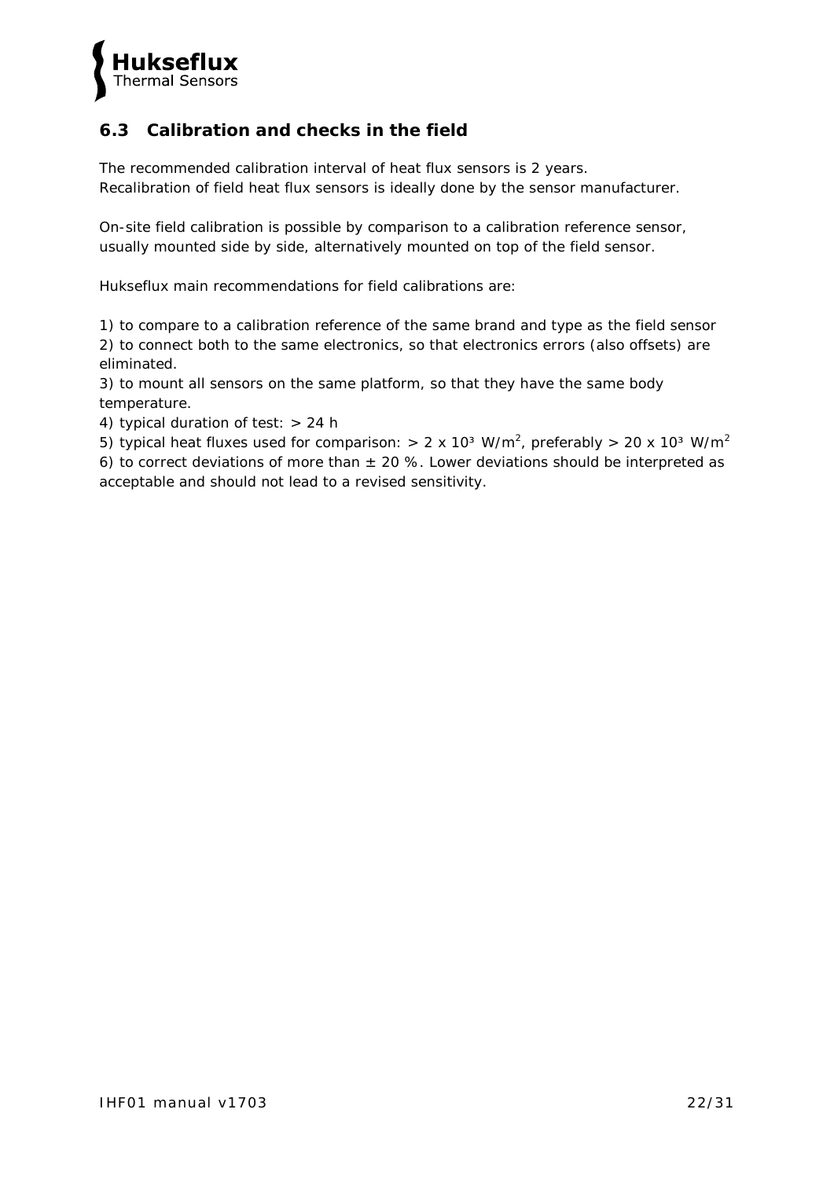## 6.3 Calibration and checks in the field

The recommended calibration interval of heat flux sensors is 2 years.
Recalibration of field heat flux sensors is ideally done by the sensor manufacturer.

On-site field calibration is possible by comparison to a calibration reference sensor, usually mounted side by side, alternatively mounted on top of the field sensor.

Hukseflux main recommendations for field calibrations are:

1) to compare to a calibration reference of the same brand and type as the field sensor
2) to connect both to the same electronics, so that electronics errors (also offsets) are eliminated.
3) to mount all sensors on the same platform, so that they have the same body temperature.
4) typical duration of test: > 24 h
5) typical heat fluxes used for comparison: > 2 x $10^3$ W/$m^2$, preferably > 20 x $10^3$ W/$m^2$
6) to correct deviations of more than ± 20 %. Lower deviations should be interpreted as acceptable and should not lead to a revised sensitivity.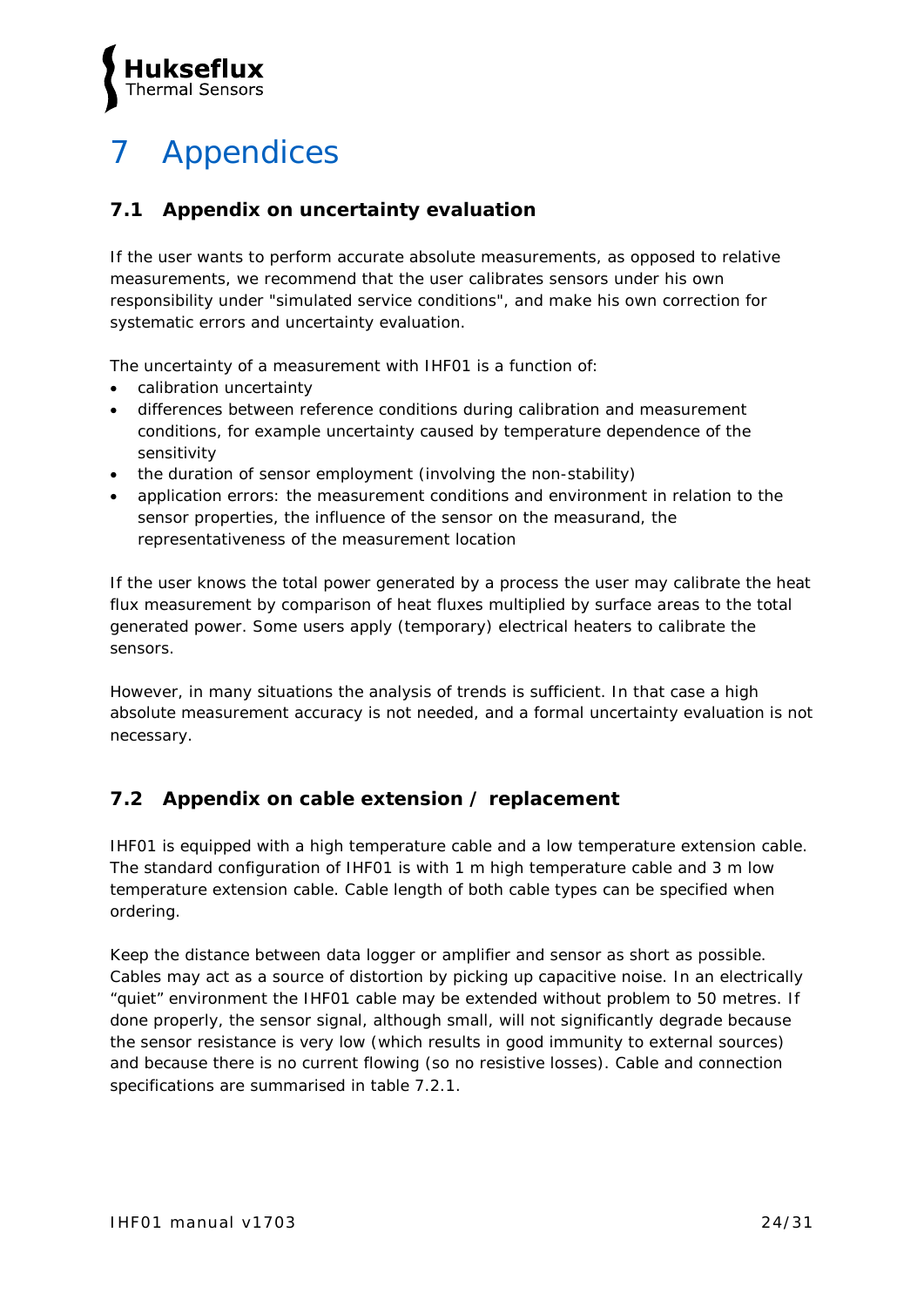# 7 Appendices

## 7.1 Appendix on uncertainty evaluation

If the user wants to perform accurate absolute measurements, as opposed to relative measurements, we recommend that the user calibrates sensors under his own responsibility under "simulated service conditions", and make his own correction for systematic errors and uncertainty evaluation.

The uncertainty of a measurement with IHF01 is a function of:

- calibration uncertainty
- differences between reference conditions during calibration and measurement conditions, for example uncertainty caused by temperature dependence of the sensitivity
- the duration of sensor employment (involving the non-stability)
- application errors: the measurement conditions and environment in relation to the sensor properties, the influence of the sensor on the measurand, the representativeness of the measurement location

If the user knows the total power generated by a process the user may calibrate the heat flux measurement by comparison of heat fluxes multiplied by surface areas to the total generated power. Some users apply (temporary) electrical heaters to calibrate the sensors.

However, in many situations the analysis of trends is sufficient. In that case a high absolute measurement accuracy is not needed, and a formal uncertainty evaluation is not necessary.

## 7.2 Appendix on cable extension / replacement

IHF01 is equipped with a high temperature cable and a low temperature extension cable. The standard configuration of IHF01 is with 1 m high temperature cable and 3 m low temperature extension cable. Cable length of both cable types can be specified when ordering.

Keep the distance between data logger or amplifier and sensor as short as possible. Cables may act as a source of distortion by picking up capacitive noise. In an electrically "quiet" environment the IHF01 cable may be extended without problem to 50 metres. If done properly, the sensor signal, although small, will not significantly degrade because the sensor resistance is very low (which results in good immunity to external sources) and because there is no current flowing (so no resistive losses). Cable and connection specifications are summarised in table 7.2.1.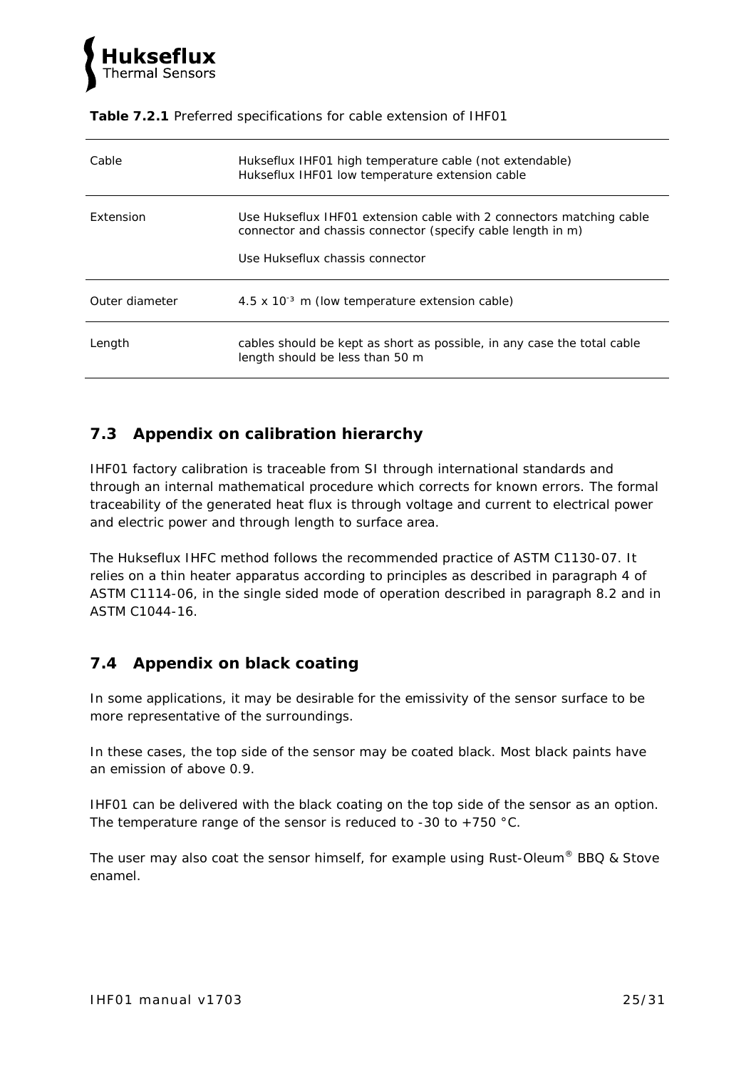**Table 7.2.1** Preferred specifications for cable extension of IHF01

| | |
|---|---|
| Cable | Hukseflux IHF01 high temperature cable (not extendable)<br>Hukseflux IHF01 low temperature extension cable |
| Extension | Use Hukseflux IHF01 extension cable with 2 connectors matching cable connector and chassis connector (specify cable length in m)<br><br>Use Hukseflux chassis connector |
| Outer diameter | $4.5 \times 10^{-3}$ m (low temperature extension cable) |
| Length | cables should be kept as short as possible, in any case the total cable length should be less than 50 m |

## 7.3 Appendix on calibration hierarchy

IHF01 factory calibration is traceable from SI through international standards and through an internal mathematical procedure which corrects for known errors. The formal traceability of the generated heat flux is through voltage and current to electrical power and electric power and through length to surface area.

The Hukseflux IHFC method follows the recommended practice of ASTM C1130-07. It relies on a thin heater apparatus according to principles as described in paragraph 4 of ASTM C1114-06, in the single sided mode of operation described in paragraph 8.2 and in ASTM C1044-16.

## 7.4 Appendix on black coating

In some applications, it may be desirable for the emissivity of the sensor surface to be more representative of the surroundings.

In these cases, the top side of the sensor may be coated black. Most black paints have an emission of above 0.9.

IHF01 can be delivered with the black coating on the top side of the sensor as an option. The temperature range of the sensor is reduced to -30 to +750 °C.

The user may also coat the sensor himself, for example using Rust-Oleum® BBQ & Stove enamel.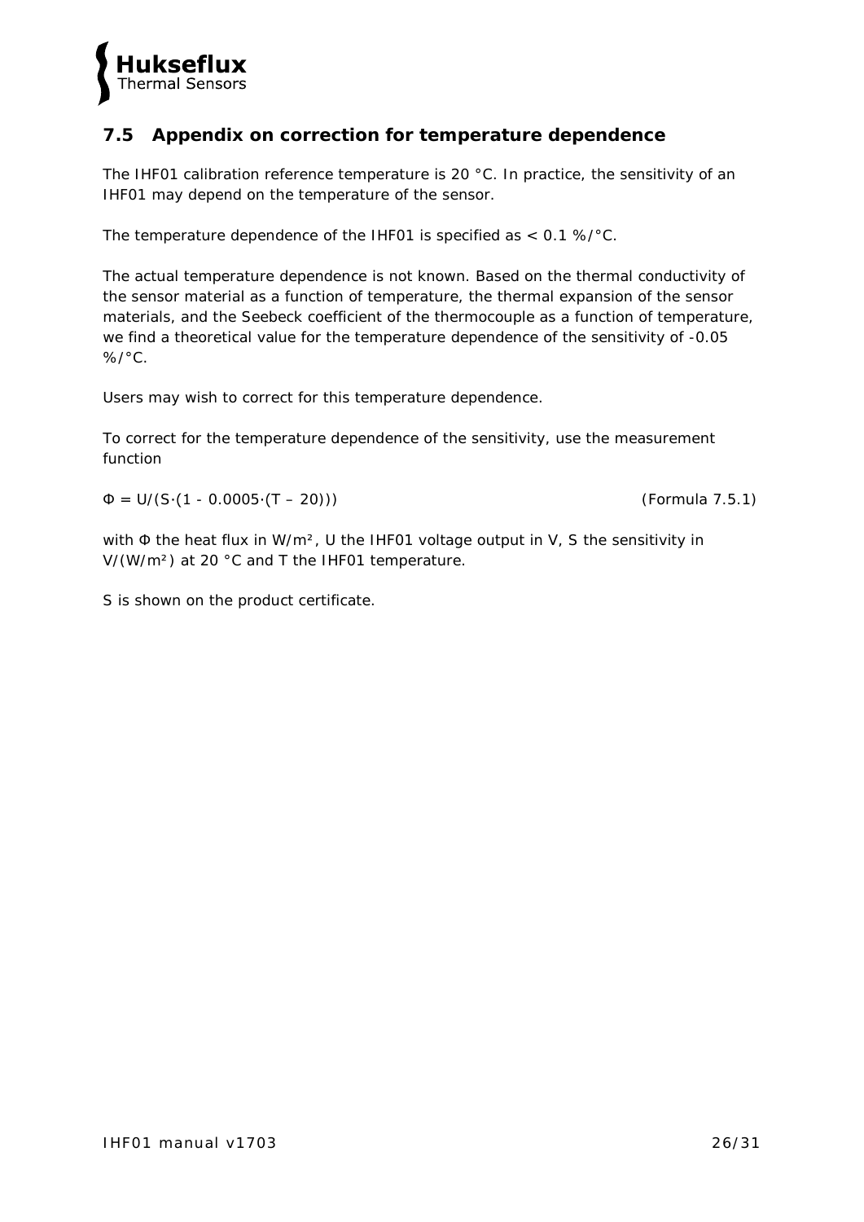## 7.5 Appendix on correction for temperature dependence

The IHF01 calibration reference temperature is 20 °C. In practice, the sensitivity of an IHF01 may depend on the temperature of the sensor.

The temperature dependence of the IHF01 is specified as < 0.1 %/°C.

The actual temperature dependence is not known. Based on the thermal conductivity of the sensor material as a function of temperature, the thermal expansion of the sensor materials, and the Seebeck coefficient of the thermocouple as a function of temperature, we find a theoretical value for the temperature dependence of the sensitivity of -0.05 %/°C.

Users may wish to correct for this temperature dependence.

To correct for the temperature dependence of the sensitivity, use the measurement function

$$\Phi = U/(S\cdot(1 - 0.0005\cdot(T - 20))) \qquad \text{(Formula 7.5.1)}$$

with $\Phi$ the heat flux in W/m², $U$ the IHF01 voltage output in V, $S$ the sensitivity in V/(W/m²) at 20 °C and $T$ the IHF01 temperature.

$S$ is shown on the product certificate.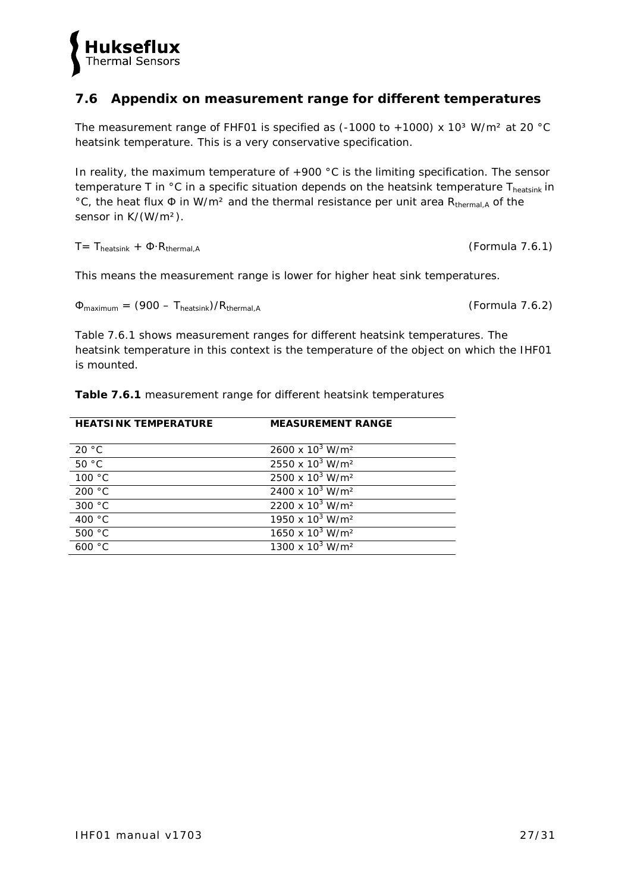## 7.6 Appendix on measurement range for different temperatures

The measurement range of FHF01 is specified as (-1000 to +1000) x $10^3$ W/m² at 20 °C heatsink temperature. This is a very conservative specification.

In reality, the maximum temperature of +900 °C is the limiting specification. The sensor temperature T in °C in a specific situation depends on the heatsink temperature $T_{heatsink}$ in °C, the heat flux Φ in W/m² and the thermal resistance per unit area $R_{thermal,A}$ of the sensor in K/(W/m²).

$$T = T_{heatsink} + \Phi \cdot R_{thermal,A}$$ *(Formula 7.6.1)*

This means the measurement range is lower for higher heat sink temperatures.

$$\Phi_{maximum} = (900 - T_{heatsink})/R_{thermal,A}$$ *(Formula 7.6.2)*

Table 7.6.1 shows measurement ranges for different heatsink temperatures. The heatsink temperature in this context is the temperature of the object on which the IHF01 is mounted.

**Table 7.6.1** measurement range for different heatsink temperatures

| HEATSINK TEMPERATURE | MEASUREMENT RANGE |
|---|---|
| 20 °C | 2600 x $10^3$ W/m² |
| 50 °C | 2550 x $10^3$ W/m² |
| 100 °C | 2500 x $10^3$ W/m² |
| 200 °C | 2400 x $10^3$ W/m² |
| 300 °C | 2200 x $10^3$ W/m² |
| 400 °C | 1950 x $10^3$ W/m² |
| 500 °C | 1650 x $10^3$ W/m² |
| 600 °C | 1300 x $10^3$ W/m² |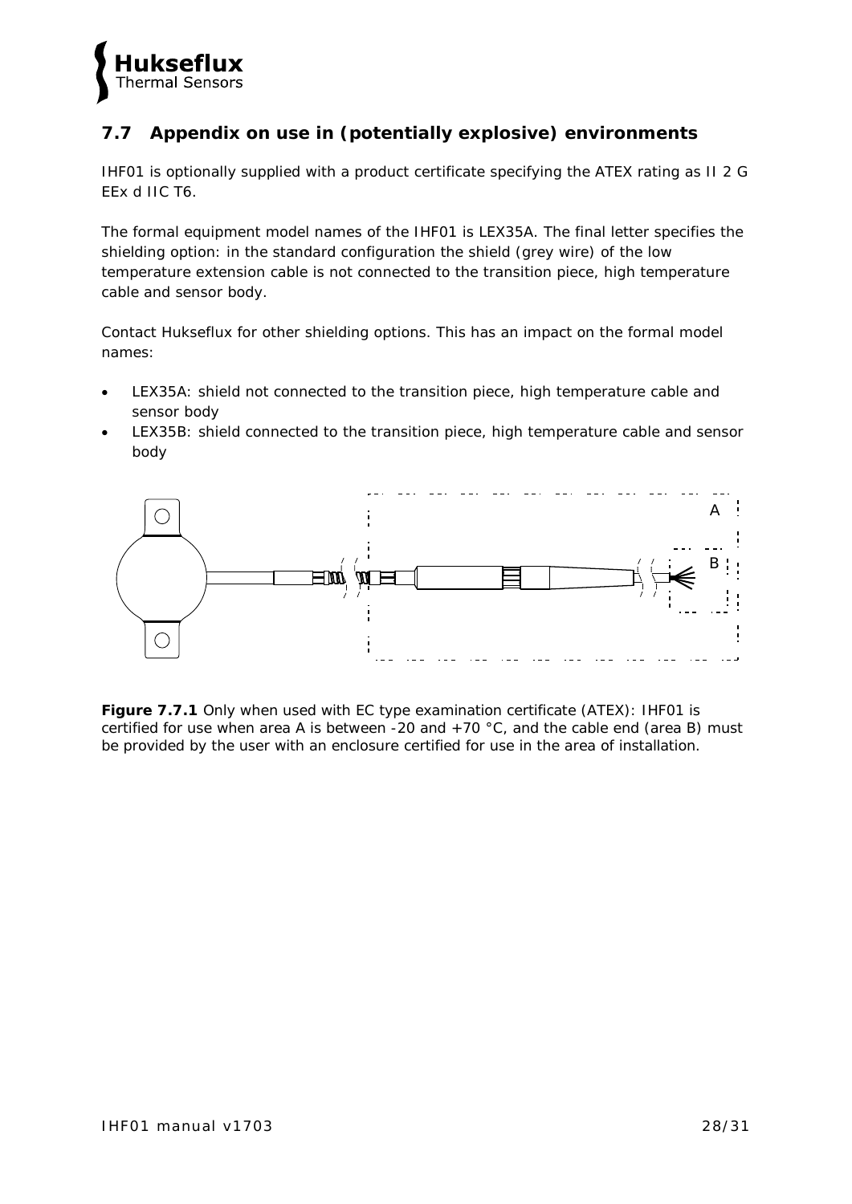## 7.7 Appendix on use in (potentially explosive) environments

IHF01 is optionally supplied with a product certificate specifying the ATEX rating as II 2 G EEx d IIC T6.

The formal equipment model names of the IHF01 is LEX35A. The final letter specifies the shielding option: in the standard configuration the shield (grey wire) of the low temperature extension cable is not connected to the transition piece, high temperature cable and sensor body.

Contact Hukseflux for other shielding options. This has an impact on the formal model names:

- LEX35A: shield not connected to the transition piece, high temperature cable and sensor body
- LEX35B: shield connected to the transition piece, high temperature cable and sensor body

**Figure 7.7.1** Only when used with EC type examination certificate (ATEX): IHF01 is certified for use when area A is between -20 and +70 °C, and the cable end (area B) must be provided by the user with an enclosure certified for use in the area of installation.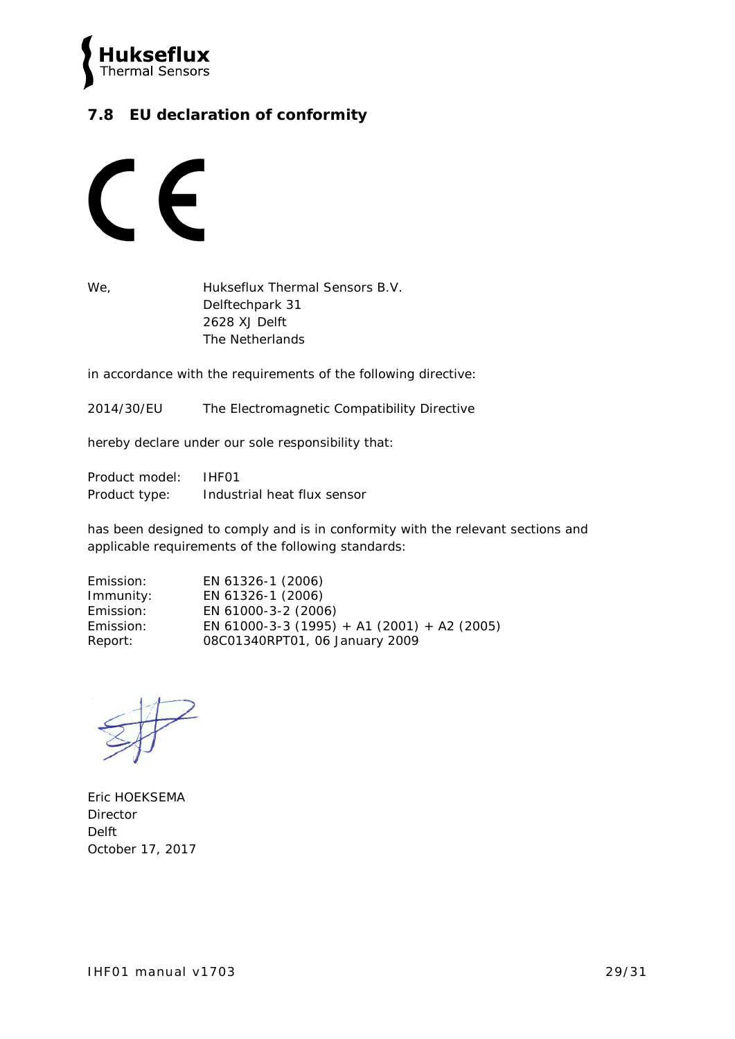## 7.8 EU declaration of conformity

We, Hukseflux Thermal Sensors B.V.
Delftechpark 31
2628 XJ Delft
The Netherlands

in accordance with the requirements of the following directive:

2014/30/EU The Electromagnetic Compatibility Directive

hereby declare under our sole responsibility that:

Product model: IHF01
Product type: Industrial heat flux sensor

has been designed to comply and is in conformity with the relevant sections and applicable requirements of the following standards:

Emission: EN 61326-1 (2006)
Immunity: EN 61326-1 (2006)
Emission: EN 61000-3-2 (2006)
Emission: EN 61000-3-3 (1995) + A1 (2001) + A2 (2005)
Report: 08C01340RPT01, 06 January 2009

Eric HOEKSEMA
Director
Delft
October 17, 2017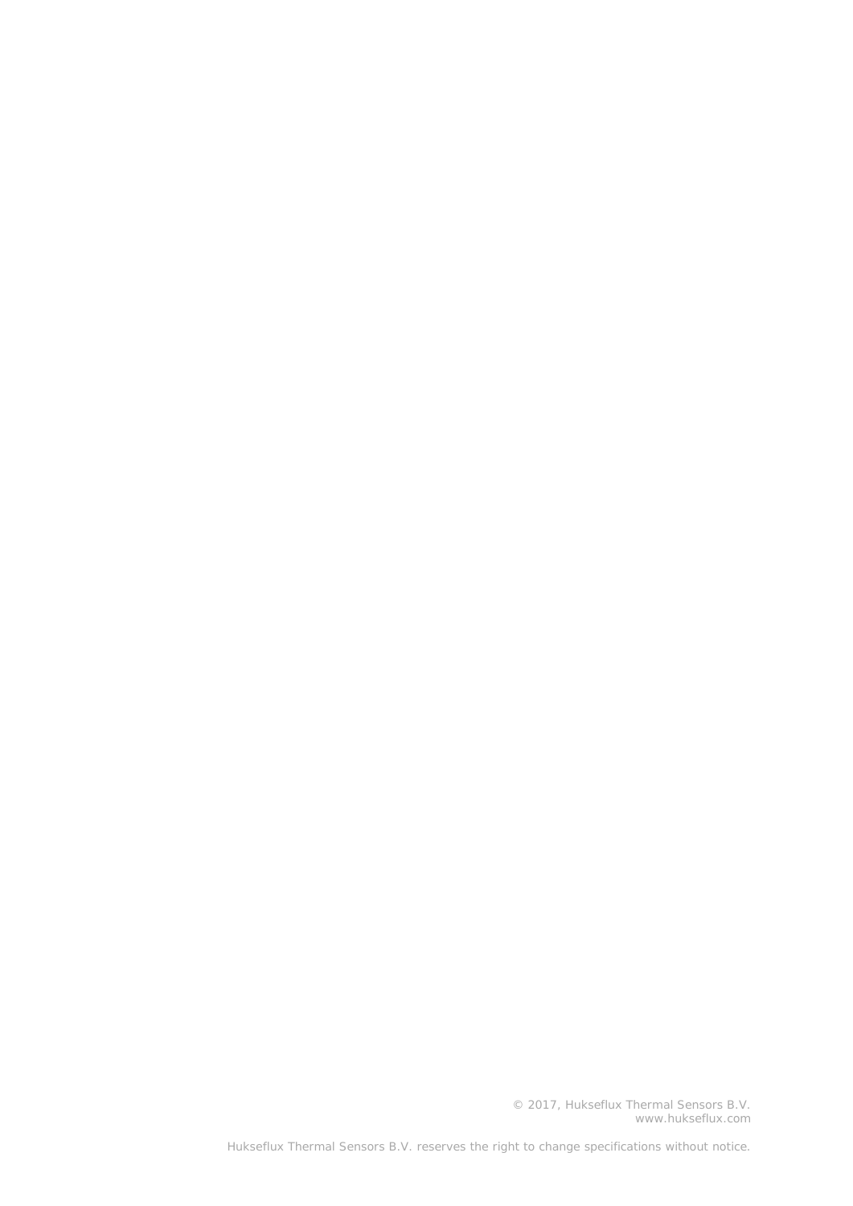© 2017, Hukseflux Thermal Sensors B.V.
www.hukseflux.com

Hukseflux Thermal Sensors B.V. reserves the right to change specifications without notice.